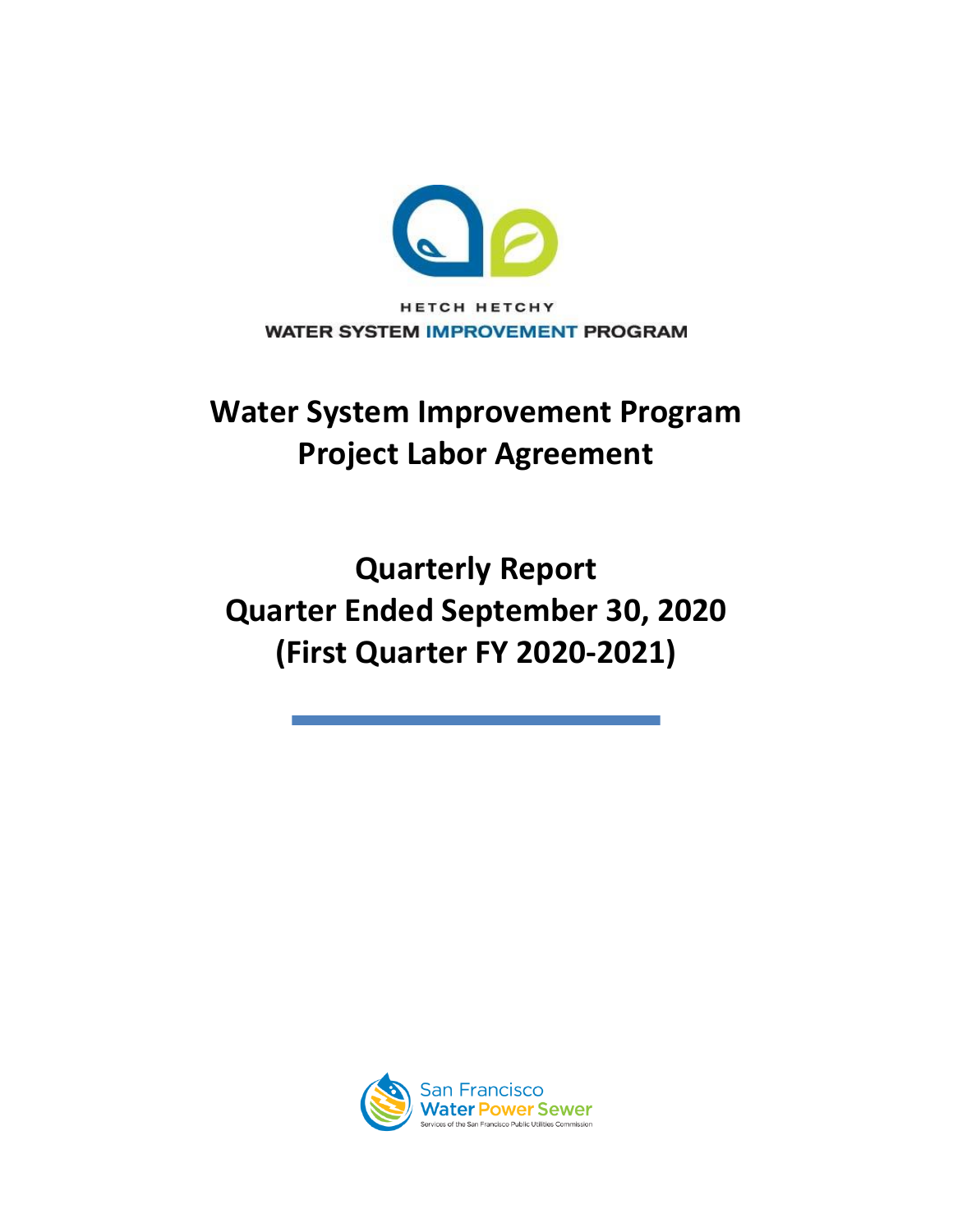HETCH HETCHY

WATER SYSTEM IMPROVEMENT PROGRAM

# Water System Improvement Program Project Labor Agreement

# Quarterly Report Quarter Ended September 30, 2020 (First Quarter FY 2020-2021)

San Francisco Water Power Sewer

Services of the San Francisco Public Utilities Commission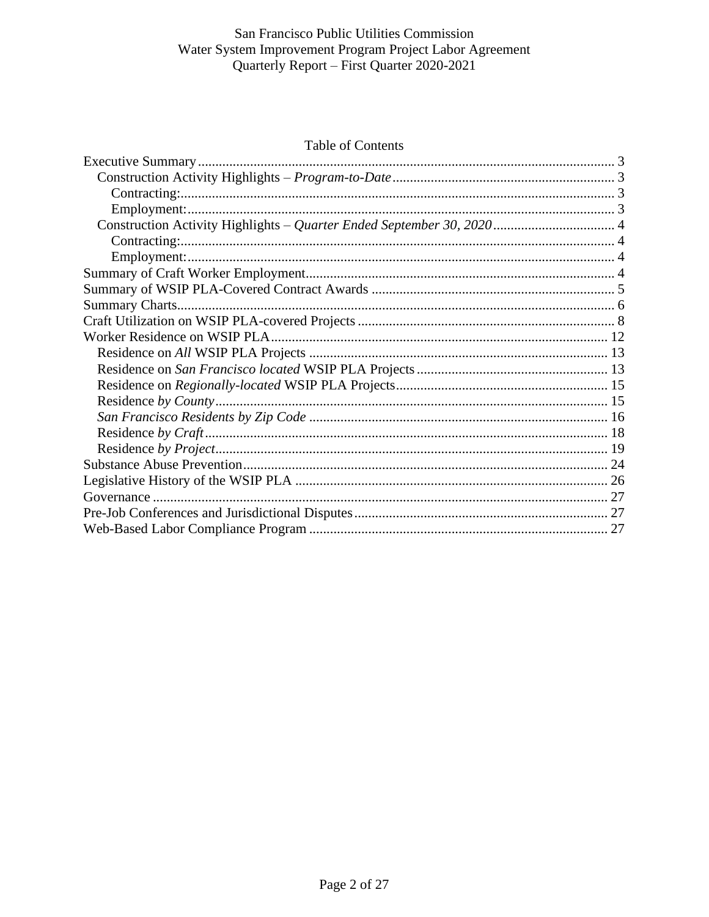Table of Contents

- Executive Summary ... 3
  - Construction Activity Highlights – *Program-to-Date* ... 3
    - Contracting: ... 3
    - Employment: ... 3
  - Construction Activity Highlights – *Quarter Ended September 30, 2020* ... 4
    - Contracting: ... 4
    - Employment: ... 4
- Summary of Craft Worker Employment ... 4
- Summary of WSIP PLA-Covered Contract Awards ... 5
- Summary Charts ... 6
- Craft Utilization on WSIP PLA-covered Projects ... 8
- Worker Residence on WSIP PLA ... 12
  - Residence on *All* WSIP PLA Projects ... 13
  - Residence on *San Francisco located* WSIP PLA Projects ... 13
  - Residence on *Regionally-located* WSIP PLA Projects ... 15
  - Residence *by County* ... 15
  - *San Francisco Residents by Zip Code* ... 16
  - Residence *by Craft* ... 18
  - Residence *by Project* ... 19
- Substance Abuse Prevention ... 24
- Legislative History of the WSIP PLA ... 26
- Governance ... 27
- Pre-Job Conferences and Jurisdictional Disputes ... 27
- Web-Based Labor Compliance Program ... 27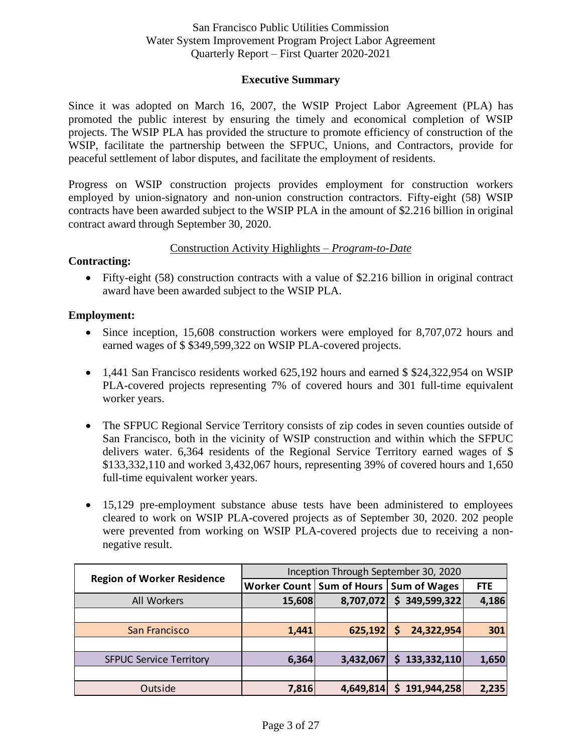San Francisco Public Utilities Commission
Water System Improvement Program Project Labor Agreement
Quarterly Report – First Quarter 2020-2021

## Executive Summary

Since it was adopted on March 16, 2007, the WSIP Project Labor Agreement (PLA) has promoted the public interest by ensuring the timely and economical completion of WSIP projects. The WSIP PLA has provided the structure to promote efficiency of construction of the WSIP, facilitate the partnership between the SFPUC, Unions, and Contractors, provide for peaceful settlement of labor disputes, and facilitate the employment of residents.

Progress on WSIP construction projects provides employment for construction workers employed by union-signatory and non-union construction contractors. Fifty-eight (58) WSIP contracts have been awarded subject to the WSIP PLA in the amount of $2.216 billion in original contract award through September 30, 2020.

### Construction Activity Highlights – *Program-to-Date*

**Contracting:**

- Fifty-eight (58) construction contracts with a value of $2.216 billion in original contract award have been awarded subject to the WSIP PLA.

**Employment:**

- Since inception, 15,608 construction workers were employed for 8,707,072 hours and earned wages of $ $349,599,322 on WSIP PLA-covered projects.

- 1,441 San Francisco residents worked 625,192 hours and earned $ $24,322,954 on WSIP PLA-covered projects representing 7% of covered hours and 301 full-time equivalent worker years.

- The SFPUC Regional Service Territory consists of zip codes in seven counties outside of San Francisco, both in the vicinity of WSIP construction and within which the SFPUC delivers water. 6,364 residents of the Regional Service Territory earned wages of $ $133,332,110 and worked 3,432,067 hours, representing 39% of covered hours and 1,650 full-time equivalent worker years.

- 15,129 pre-employment substance abuse tests have been administered to employees cleared to work on WSIP PLA-covered projects as of September 30, 2020. 202 people were prevented from working on WSIP PLA-covered projects due to receiving a non-negative result.

| Region of Worker Residence | Inception Through September 30, 2020 | | | |
|---|---|---|---|---|
| | Worker Count | Sum of Hours | Sum of Wages | FTE |
| All Workers | 15,608 | 8,707,072 | $ 349,599,322 | 4,186 |
| | | | | |
| San Francisco | 1,441 | 625,192 | $ 24,322,954 | 301 |
| | | | | |
| SFPUC Service Territory | 6,364 | 3,432,067 | $ 133,332,110 | 1,650 |
| | | | | |
| Outside | 7,816 | 4,649,814 | $ 191,944,258 | 2,235 |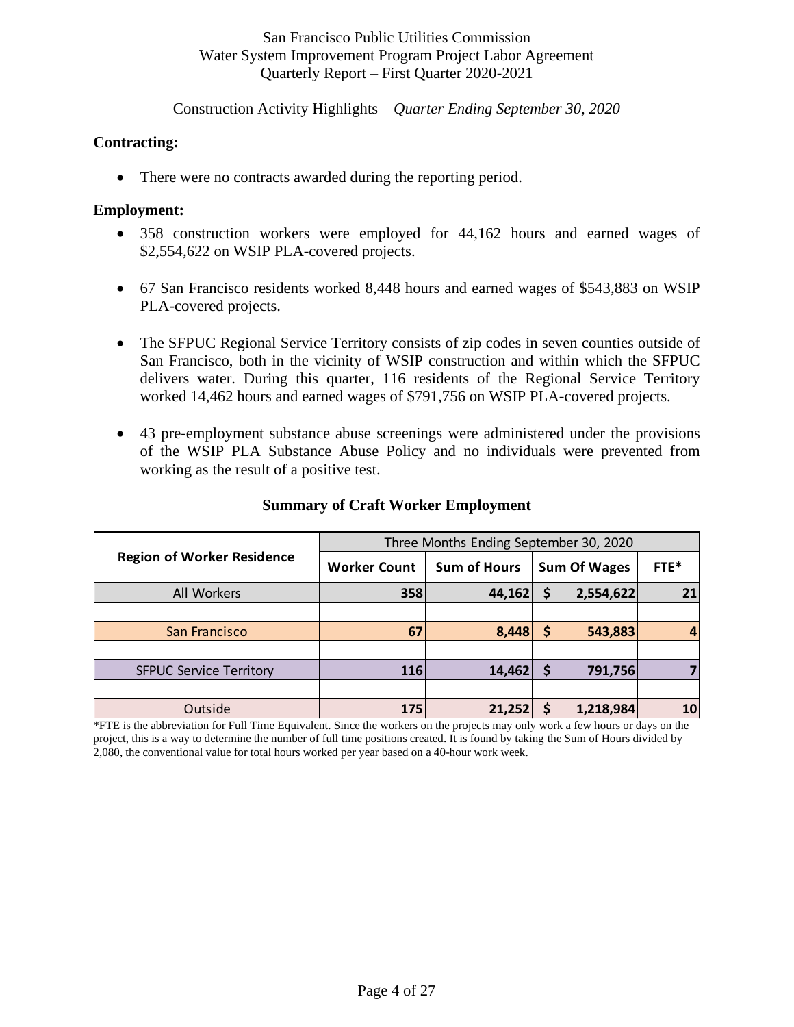San Francisco Public Utilities Commission
Water System Improvement Program Project Labor Agreement
Quarterly Report – First Quarter 2020-2021

Construction Activity Highlights – *Quarter Ending September 30, 2020*

**Contracting:**

- There were no contracts awarded during the reporting period.

**Employment:**

- 358 construction workers were employed for 44,162 hours and earned wages of $2,554,622 on WSIP PLA-covered projects.
- 67 San Francisco residents worked 8,448 hours and earned wages of $543,883 on WSIP PLA-covered projects.
- The SFPUC Regional Service Territory consists of zip codes in seven counties outside of San Francisco, both in the vicinity of WSIP construction and within which the SFPUC delivers water. During this quarter, 116 residents of the Regional Service Territory worked 14,462 hours and earned wages of $791,756 on WSIP PLA-covered projects.
- 43 pre-employment substance abuse screenings were administered under the provisions of the WSIP PLA Substance Abuse Policy and no individuals were prevented from working as the result of a positive test.

**Summary of Craft Worker Employment**

| Region of Worker Residence | Three Months Ending September 30, 2020 | | | |
|---|---|---|---|---|
| | **Worker Count** | **Sum of Hours** | **Sum Of Wages** | **FTE*** |
| All Workers | **358** | **44,162** | **$ 2,554,622** | **21** |
| | | | | |
| San Francisco | **67** | **8,448** | **$ 543,883** | **4** |
| | | | | |
| SFPUC Service Territory | **116** | **14,462** | **$ 791,756** | **7** |
| | | | | |
| Outside | **175** | **21,252** | **$ 1,218,984** | **10** |

*FTE is the abbreviation for Full Time Equivalent. Since the workers on the projects may only work a few hours or days on the project, this is a way to determine the number of full time positions created. It is found by taking the Sum of Hours divided by 2,080, the conventional value for total hours worked per year based on a 40-hour work week.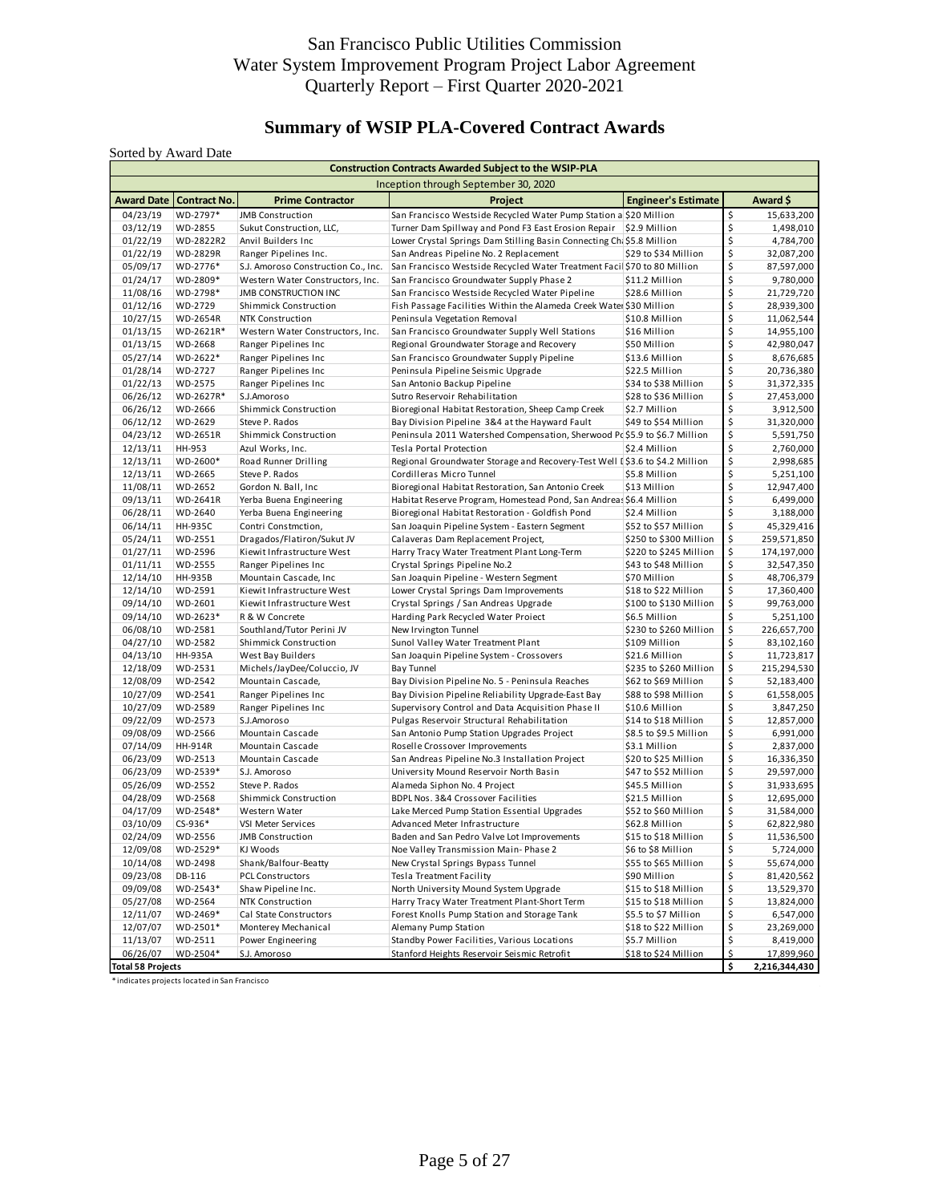San Francisco Public Utilities Commission
Water System Improvement Program Project Labor Agreement
Quarterly Report – First Quarter 2020-2021

## Summary of WSIP PLA-Covered Contract Awards

Sorted by Award Date

| Construction Contracts Awarded Subject to the WSIP-PLA | | | | | |
|---|---|---|---|---|---|
| Inception through September 30, 2020 | | | | | |
| **Award Date** | **Contract No.** | **Prime Contractor** | **Project** | **Engineer's Estimate** | **Award $** |
| 04/23/19 | WD-2797* | JMB Construction | San Francisco Westside Recycled Water Pump Station a | $20 Million | $ 15,633,200 |
| 03/12/19 | WD-2855 | Sukut Construction, LLC, | Turner Dam Spillway and Pond F3 East Erosion Repair | $2.9 Million | $ 1,498,010 |
| 01/22/19 | WD-2822R2 | Anvil Builders Inc | Lower Crystal Springs Dam Stilling Basin Connecting Ch | $5.8 Million | $ 4,784,700 |
| 01/22/19 | WD-2829R | Ranger Pipelines Inc. | San Andreas Pipeline No. 2 Replacement | $29 to $34 Million | $ 32,087,200 |
| 05/09/17 | WD-2776* | S.J. Amoroso Construction Co., Inc. | San Francisco Westside Recycled Water Treatment Facil | $70 to 80 Million | $ 87,597,000 |
| 01/24/17 | WD-2809* | Western Water Constructors, Inc. | San Francisco Groundwater Supply Phase 2 | $11.2 Million | $ 9,780,000 |
| 11/08/16 | WD-2798* | JMB CONSTRUCTION INC | San Francisco Westside Recycled Water Pipeline | $28.6 Million | $ 21,729,720 |
| 01/12/16 | WD-2729 | Shimmick Construction | Fish Passage Facilities Within the Alameda Creek Water | $30 Million | $ 28,939,300 |
| 10/27/15 | WD-2654R | NTK Construction | Peninsula Vegetation Removal | $10.8 Million | $ 11,062,544 |
| 01/13/15 | WD-2621R* | Western Water Constructors, Inc. | San Francisco Groundwater Supply Well Stations | $16 Million | $ 14,955,100 |
| 01/13/15 | WD-2668 | Ranger Pipelines Inc | Regional Groundwater Storage and Recovery | $50 Million | $ 42,980,047 |
| 05/27/14 | WD-2622* | Ranger Pipelines Inc | San Francisco Groundwater Supply Pipeline | $13.6 Million | $ 8,676,685 |
| 01/28/14 | WD-2727 | Ranger Pipelines Inc | Peninsula Pipeline Seismic Upgrade | $22.5 Million | $ 20,736,380 |
| 01/22/13 | WD-2575 | Ranger Pipelines Inc | San Antonio Backup Pipeline | $34 to $38 Million | $ 31,372,335 |
| 06/26/12 | WD-2627R* | S.J.Amoroso | Sutro Reservoir Rehabilitation | $28 to $36 Million | $ 27,453,000 |
| 06/26/12 | WD-2666 | Shimmick Construction | Bioregional Habitat Restoration, Sheep Camp Creek | $2.7 Million | $ 3,912,500 |
| 06/12/12 | WD-2629 | Steve P. Rados | Bay Division Pipeline 3&4 at the Hayward Fault | $49 to $54 Million | $ 31,320,000 |
| 04/23/12 | WD-2651R | Shimmick Construction | Peninsula 2011 Watershed Compensation, Sherwood Po | $5.9 to $6.7 Million | $ 5,591,750 |
| 12/13/11 | HH-953 | Azul Works, Inc. | Tesla Portal Protection | $2.4 Million | $ 2,760,000 |
| 12/13/11 | WD-2600* | Road Runner Drilling | Regional Groundwater Storage and Recovery-Test Well I | $3.6 to $4.2 Million | $ 2,998,685 |
| 12/13/11 | WD-2665 | Steve P. Rados | Cordilleras Micro Tunnel | $5.8 Million | $ 5,251,100 |
| 11/08/11 | WD-2652 | Gordon N. Ball, Inc | Bioregional Habitat Restoration, San Antonio Creek | $13 Million | $ 12,947,400 |
| 09/13/11 | WD-2641R | Yerba Buena Engineering | Habitat Reserve Program, Homestead Pond, San Andrea | $6.4 Million | $ 6,499,000 |
| 06/28/11 | WD-2640 | Yerba Buena Engineering | Bioregional Habitat Restoration - Goldfish Pond | $2.4 Million | $ 3,188,000 |
| 06/14/11 | HH-935C | Contri Constmction, | San Joaquin Pipeline System - Eastern Segment | $52 to $57 Million | $ 45,329,416 |
| 05/24/11 | WD-2551 | Dragados/Flatiron/Sukut JV | Calaveras Dam Replacement Project, | $250 to $300 Million | $ 259,571,850 |
| 01/27/11 | WD-2596 | Kiewit Infrastructure West | Harry Tracy Water Treatment Plant Long-Term | $220 to $245 Million | $ 174,197,000 |
| 01/11/11 | WD-2555 | Ranger Pipelines Inc | Crystal Springs Pipeline No.2 | $43 to $48 Million | $ 32,547,350 |
| 12/14/10 | HH-935B | Mountain Cascade, Inc | San Joaquin Pipeline - Western Segment | $70 Million | $ 48,706,379 |
| 12/14/10 | WD-2591 | Kiewit Infrastructure West | Lower Crystal Springs Dam Improvements | $18 to $22 Million | $ 17,360,400 |
| 09/14/10 | WD-2601 | Kiewit Infrastructure West | Crystal Springs / San Andreas Upgrade | $100 to $130 Million | $ 99,763,000 |
| 09/14/10 | WD-2623* | R & W Concrete | Harding Park Recycled Water Project | $6.5 Million | $ 5,251,100 |
| 06/08/10 | WD-2581 | Southland/Tutor Perini JV | New Irvington Tunnel | $230 to $260 Million | $ 226,657,700 |
| 04/27/10 | WD-2582 | Shimmick Construction | Sunol Valley Water Treatment Plant | $109 Million | $ 83,102,160 |
| 04/13/10 | HH-935A | West Bay Builders | San Joaquin Pipeline System - Crossovers | $21.6 Million | $ 11,723,817 |
| 12/18/09 | WD-2531 | Michels/JayDee/Coluccio, JV | Bay Tunnel | $235 to $260 Million | $ 215,294,530 |
| 12/08/09 | WD-2542 | Mountain Cascade, | Bay Division Pipeline No. 5 - Peninsula Reaches | $62 to $69 Million | $ 52,183,400 |
| 10/27/09 | WD-2541 | Ranger Pipelines Inc | Bay Division Pipeline Reliability Upgrade-East Bay | $88 to $98 Million | $ 61,558,005 |
| 10/27/09 | WD-2589 | Ranger Pipelines Inc | Supervisory Control and Data Acquisition Phase II | $10.6 Million | $ 3,847,250 |
| 09/22/09 | WD-2573 | S.J.Amoroso | Pulgas Reservoir Structural Rehabilitation | $14 to $18 Million | $ 12,857,000 |
| 09/08/09 | WD-2566 | Mountain Cascade | San Antonio Pump Station Upgrades Project | $8.5 to $9.5 Million | $ 6,991,000 |
| 07/14/09 | HH-914R | Mountain Cascade | Roselle Crossover Improvements | $3.1 Million | $ 2,837,000 |
| 06/23/09 | WD-2513 | Mountain Cascade | San Andreas Pipeline No.3 Installation Project | $20 to $25 Million | $ 16,336,350 |
| 06/23/09 | WD-2539* | S.J. Amoroso | University Mound Reservoir North Basin | $47 to $52 Million | $ 29,597,000 |
| 05/26/09 | WD-2552 | Steve P. Rados | Alameda Siphon No. 4 Project | $45.5 Million | $ 31,933,695 |
| 04/28/09 | WD-2568 | Shimmick Construction | BDPL Nos. 3&4 Crossover Facilities | $21.5 Million | $ 12,695,000 |
| 04/17/09 | WD-2548* | Western Water | Lake Merced Pump Station Essential Upgrades | $52 to $60 Million | $ 31,584,000 |
| 03/10/09 | CS-936* | VSI Meter Services | Advanced Meter Infrastructure | $62.8 Million | $ 62,822,980 |
| 02/24/09 | WD-2556 | JMB Construction | Baden and San Pedro Valve Lot Improvements | $15 to $18 Million | $ 11,536,500 |
| 12/09/08 | WD-2529* | KJ Woods | Noe Valley Transmission Main- Phase 2 | $6 to $8 Million | $ 5,724,000 |
| 10/14/08 | WD-2498 | Shank/Balfour-Beatty | New Crystal Springs Bypass Tunnel | $55 to $65 Million | $ 55,674,000 |
| 09/23/08 | DB-116 | PCL Constructors | Tesla Treatment Facility | $90 Million | $ 81,420,562 |
| 09/09/08 | WD-2543* | Shaw Pipeline Inc. | North University Mound System Upgrade | $15 to $18 Million | $ 13,529,370 |
| 05/27/08 | WD-2564 | NTK Construction | Harry Tracy Water Treatment Plant-Short Term | $15 to $18 Million | $ 13,824,000 |
| 12/11/07 | WD-2469* | Cal State Constructors | Forest Knolls Pump Station and Storage Tank | $5.5 to $7 Million | $ 6,547,000 |
| 12/07/07 | WD-2501* | Monterey Mechanical | Alemany Pump Station | $18 to $22 Million | $ 23,269,000 |
| 11/13/07 | WD-2511 | Power Engineering | Standby Power Facilities, Various Locations | $5.7 Million | $ 8,419,000 |
| 06/26/07 | WD-2504* | S.J. Amoroso | Stanford Heights Reservoir Seismic Retrofit | $18 to $24 Million | $ 17,899,960 |
| **Total 58 Projects** | | | | | **$ 2,216,344,430** |

* indicates projects located in San Francisco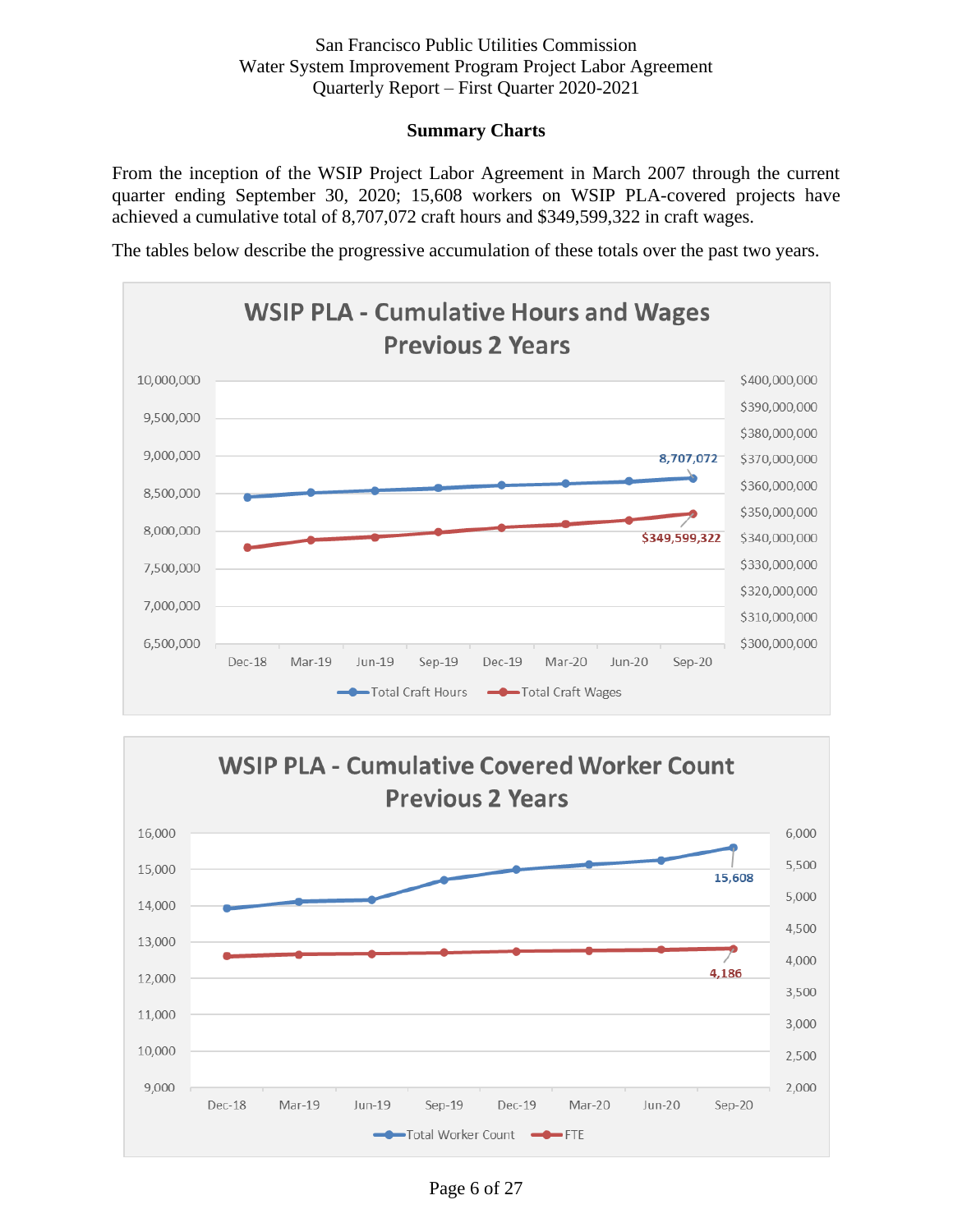## Summary Charts

From the inception of the WSIP Project Labor Agreement in March 2007 through the current quarter ending September 30, 2020; 15,608 workers on WSIP PLA-covered projects have achieved a cumulative total of 8,707,072 craft hours and $349,599,322 in craft wages.

The tables below describe the progressive accumulation of these totals over the past two years.

**WSIP PLA - Cumulative Hours and Wages Previous 2 Years**

Total Craft Hours (Sep-20): 8,707,072

Total Craft Wages (Sep-20): $349,599,322

**WSIP PLA - Cumulative Covered Worker Count Previous 2 Years**

Total Worker Count (Sep-20): 15,608

FTE (Sep-20): 4,186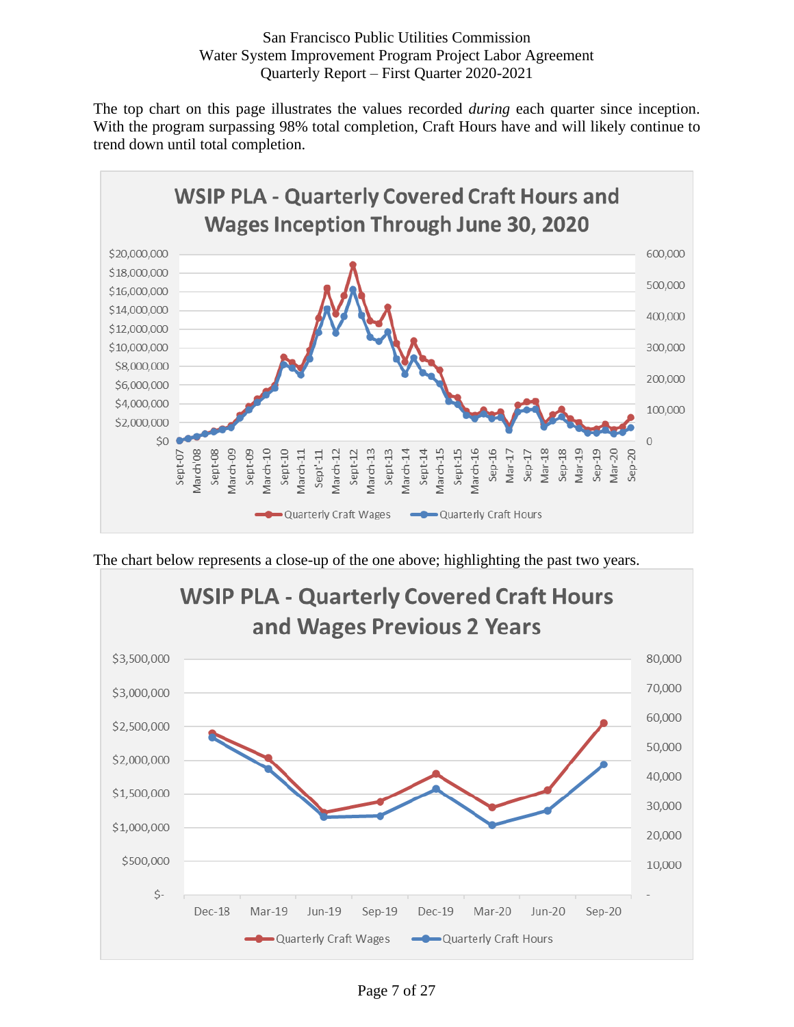The top chart on this page illustrates the values recorded *during* each quarter since inception. With the program surpassing 98% total completion, Craft Hours have and will likely continue to trend down until total completion.

**WSIP PLA - Quarterly Covered Craft Hours and Wages Inception Through June 30, 2020**

The chart below represents a close-up of the one above; highlighting the past two years.

**WSIP PLA - Quarterly Covered Craft Hours and Wages Previous 2 Years**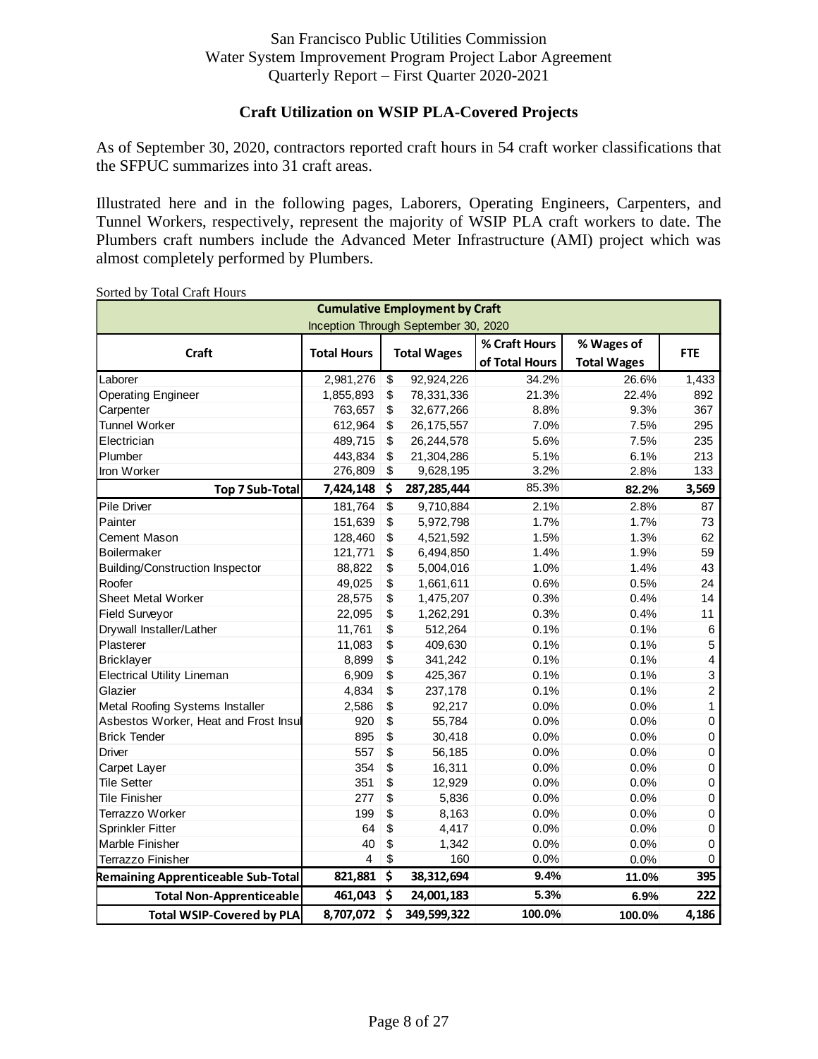San Francisco Public Utilities Commission
Water System Improvement Program Project Labor Agreement
Quarterly Report – First Quarter 2020-2021

## Craft Utilization on WSIP PLA-Covered Projects

As of September 30, 2020, contractors reported craft hours in 54 craft worker classifications that the SFPUC summarizes into 31 craft areas.

Illustrated here and in the following pages, Laborers, Operating Engineers, Carpenters, and Tunnel Workers, respectively, represent the majority of WSIP PLA craft workers to date. The Plumbers craft numbers include the Advanced Meter Infrastructure (AMI) project which was almost completely performed by Plumbers.

Sorted by Total Craft Hours

| **Cumulative Employment by Craft** Inception Through September 30, 2020 | | | | | |
|---|---|---|---|---|---|
| **Craft** | **Total Hours** | **Total Wages** | **% Craft Hours of Total Hours** | **% Wages of Total Wages** | **FTE** |
| Laborer | 2,981,276 | $ 92,924,226 | 34.2% | 26.6% | 1,433 |
| Operating Engineer | 1,855,893 | $ 78,331,336 | 21.3% | 22.4% | 892 |
| Carpenter | 763,657 | $ 32,677,266 | 8.8% | 9.3% | 367 |
| Tunnel Worker | 612,964 | $ 26,175,557 | 7.0% | 7.5% | 295 |
| Electrician | 489,715 | $ 26,244,578 | 5.6% | 7.5% | 235 |
| Plumber | 443,834 | $ 21,304,286 | 5.1% | 6.1% | 213 |
| Iron Worker | 276,809 | $ 9,628,195 | 3.2% | 2.8% | 133 |
| **Top 7 Sub-Total** | **7,424,148** | **$ 287,285,444** | 85.3% | **82.2%** | **3,569** |
| Pile Driver | 181,764 | $ 9,710,884 | 2.1% | 2.8% | 87 |
| Painter | 151,639 | $ 5,972,798 | 1.7% | 1.7% | 73 |
| Cement Mason | 128,460 | $ 4,521,592 | 1.5% | 1.3% | 62 |
| Boilermaker | 121,771 | $ 6,494,850 | 1.4% | 1.9% | 59 |
| Building/Construction Inspector | 88,822 | $ 5,004,016 | 1.0% | 1.4% | 43 |
| Roofer | 49,025 | $ 1,661,611 | 0.6% | 0.5% | 24 |
| Sheet Metal Worker | 28,575 | $ 1,475,207 | 0.3% | 0.4% | 14 |
| Field Surveyor | 22,095 | $ 1,262,291 | 0.3% | 0.4% | 11 |
| Drywall Installer/Lather | 11,761 | $ 512,264 | 0.1% | 0.1% | 6 |
| Plasterer | 11,083 | $ 409,630 | 0.1% | 0.1% | 5 |
| Bricklayer | 8,899 | $ 341,242 | 0.1% | 0.1% | 4 |
| Electrical Utility Lineman | 6,909 | $ 425,367 | 0.1% | 0.1% | 3 |
| Glazier | 4,834 | $ 237,178 | 0.1% | 0.1% | 2 |
| Metal Roofing Systems Installer | 2,586 | $ 92,217 | 0.0% | 0.0% | 1 |
| Asbestos Worker, Heat and Frost Insul | 920 | $ 55,784 | 0.0% | 0.0% | 0 |
| Brick Tender | 895 | $ 30,418 | 0.0% | 0.0% | 0 |
| Driver | 557 | $ 56,185 | 0.0% | 0.0% | 0 |
| Carpet Layer | 354 | $ 16,311 | 0.0% | 0.0% | 0 |
| Tile Setter | 351 | $ 12,929 | 0.0% | 0.0% | 0 |
| Tile Finisher | 277 | $ 5,836 | 0.0% | 0.0% | 0 |
| Terrazzo Worker | 199 | $ 8,163 | 0.0% | 0.0% | 0 |
| Sprinkler Fitter | 64 | $ 4,417 | 0.0% | 0.0% | 0 |
| Marble Finisher | 40 | $ 1,342 | 0.0% | 0.0% | 0 |
| Terrazzo Finisher | 4 | $ 160 | 0.0% | 0.0% | 0 |
| **Remaining Apprenticeable Sub-Total** | **821,881** | **$ 38,312,694** | **9.4%** | **11.0%** | **395** |
| **Total Non-Apprenticeable** | **461,043** | **$ 24,001,183** | **5.3%** | **6.9%** | **222** |
| **Total WSIP-Covered by PLA** | **8,707,072** | **$ 349,599,322** | **100.0%** | **100.0%** | **4,186** |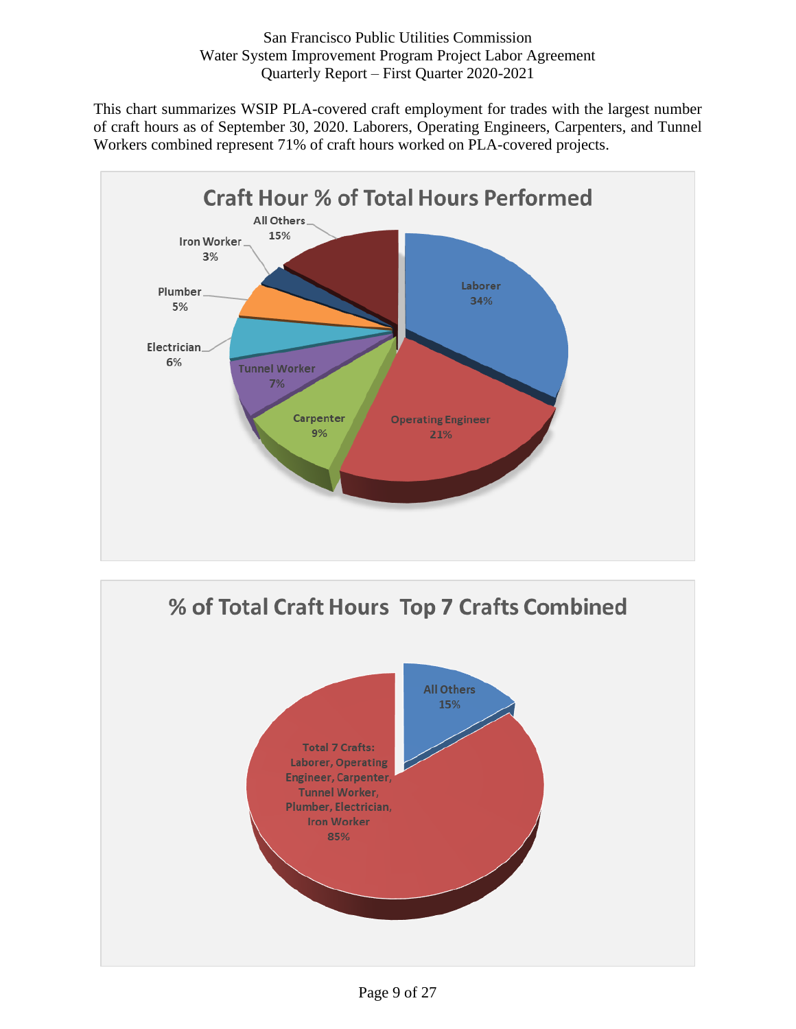San Francisco Public Utilities Commission
Water System Improvement Program Project Labor Agreement
Quarterly Report – First Quarter 2020-2021

This chart summarizes WSIP PLA-covered craft employment for trades with the largest number of craft hours as of September 30, 2020. Laborers, Operating Engineers, Carpenters, and Tunnel Workers combined represent 71% of craft hours worked on PLA-covered projects.

**Craft Hour % of Total Hours Performed**

| Craft | % |
|---|---|
| Laborer | 34% |
| Operating Engineer | 21% |
| Carpenter | 9% |
| Tunnel Worker | 7% |
| Electrician | 6% |
| Plumber | 5% |
| Iron Worker | 3% |
| All Others | 15% |

**% of Total Craft Hours Top 7 Crafts Combined**

| Category | % |
|---|---|
| Total 7 Crafts: Laborer, Operating Engineer, Carpenter, Tunnel Worker, Plumber, Electrician, Iron Worker | 85% |
| All Others | 15% |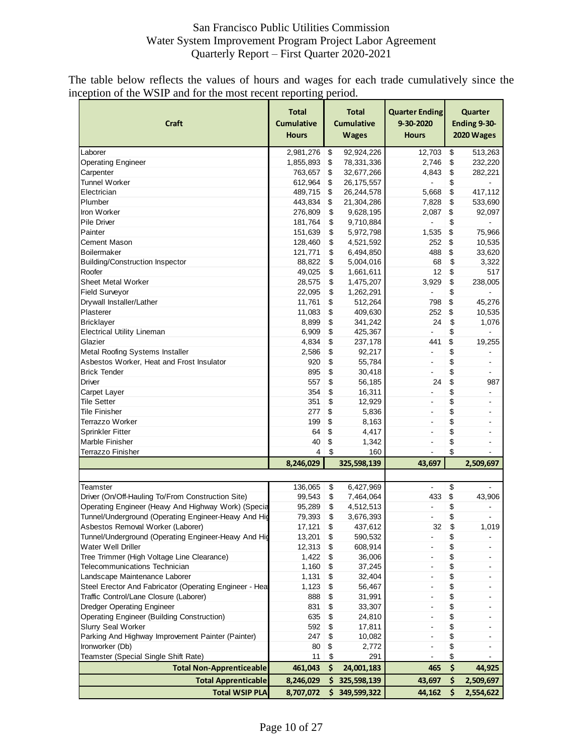The table below reflects the values of hours and wages for each trade cumulatively since the inception of the WSIP and for the most recent reporting period.

| Craft | Total Cumulative Hours | Total Cumulative Wages | Quarter Ending 9-30-2020 Hours | Quarter Ending 9-30-2020 Wages |
|---|---|---|---|---|
| Laborer | 2,981,276 | $ 92,924,226 | 12,703 | $ 513,263 |
| Operating Engineer | 1,855,893 | $ 78,331,336 | 2,746 | $ 232,220 |
| Carpenter | 763,657 | $ 32,677,266 | 4,843 | $ 282,221 |
| Tunnel Worker | 612,964 | $ 26,175,557 | - | $ - |
| Electrician | 489,715 | $ 26,244,578 | 5,668 | $ 417,112 |
| Plumber | 443,834 | $ 21,304,286 | 7,828 | $ 533,690 |
| Iron Worker | 276,809 | $ 9,628,195 | 2,087 | $ 92,097 |
| Pile Driver | 181,764 | $ 9,710,884 | - | $ - |
| Painter | 151,639 | $ 5,972,798 | 1,535 | $ 75,966 |
| Cement Mason | 128,460 | $ 4,521,592 | 252 | $ 10,535 |
| Boilermaker | 121,771 | $ 6,494,850 | 488 | $ 33,620 |
| Building/Construction Inspector | 88,822 | $ 5,004,016 | 68 | $ 3,322 |
| Roofer | 49,025 | $ 1,661,611 | 12 | $ 517 |
| Sheet Metal Worker | 28,575 | $ 1,475,207 | 3,929 | $ 238,005 |
| Field Surveyor | 22,095 | $ 1,262,291 | - | $ - |
| Drywall Installer/Lather | 11,761 | $ 512,264 | 798 | $ 45,276 |
| Plasterer | 11,083 | $ 409,630 | 252 | $ 10,535 |
| Bricklayer | 8,899 | $ 341,242 | 24 | $ 1,076 |
| Electrical Utility Lineman | 6,909 | $ 425,367 | - | $ - |
| Glazier | 4,834 | $ 237,178 | 441 | $ 19,255 |
| Metal Roofing Systems Installer | 2,586 | $ 92,217 | - | $ - |
| Asbestos Worker, Heat and Frost Insulator | 920 | $ 55,784 | - | $ - |
| Brick Tender | 895 | $ 30,418 | - | $ - |
| Driver | 557 | $ 56,185 | 24 | $ 987 |
| Carpet Layer | 354 | $ 16,311 | - | $ - |
| Tile Setter | 351 | $ 12,929 | - | $ - |
| Tile Finisher | 277 | $ 5,836 | - | $ - |
| Terrazzo Worker | 199 | $ 8,163 | - | $ - |
| Sprinkler Fitter | 64 | $ 4,417 | - | $ - |
| Marble Finisher | 40 | $ 1,342 | - | $ - |
| Terrazzo Finisher | 4 | $ 160 | - | $ - |
| | **8,246,029** | **325,598,139** | **43,697** | **2,509,697** |
| | | | | |
| Teamster | 136,065 | $ 6,427,969 | - | $ - |
| Driver (On/Off-Hauling To/From Construction Site) | 99,543 | $ 7,464,064 | 433 | $ 43,906 |
| Operating Engineer (Heavy And Highway Work) (Specia | 95,289 | $ 4,512,513 | - | $ - |
| Tunnel/Underground (Operating Engineer-Heavy And Hig | 79,393 | $ 3,676,393 | - | $ - |
| Asbestos Removal Worker (Laborer) | 17,121 | $ 437,612 | 32 | $ 1,019 |
| Tunnel/Underground (Operating Engineer-Heavy And Hig | 13,201 | $ 590,532 | - | $ - |
| Water Well Driller | 12,313 | $ 608,914 | - | $ - |
| Tree Trimmer (High Voltage Line Clearance) | 1,422 | $ 36,006 | - | $ - |
| Telecommunications Technician | 1,160 | $ 37,245 | - | $ - |
| Landscape Maintenance Laborer | 1,131 | $ 32,404 | - | $ - |
| Steel Erector And Fabricator (Operating Engineer - Hea | 1,123 | $ 56,467 | - | $ - |
| Traffic Control/Lane Closure (Laborer) | 888 | $ 31,991 | - | $ - |
| Dredger Operating Engineer | 831 | $ 33,307 | - | $ - |
| Operating Engineer (Building Construction) | 635 | $ 24,810 | - | $ - |
| Slurry Seal Worker | 592 | $ 17,811 | - | $ - |
| Parking And Highway Improvement Painter (Painter) | 247 | $ 10,082 | - | $ - |
| Ironworker (Db) | 80 | $ 2,772 | - | $ - |
| Teamster (Special Single Shift Rate) | 11 | $ 291 | - | $ - |
| **Total Non-Apprenticeable** | **461,043** | **$ 24,001,183** | **465** | **$ 44,925** |
| **Total Apprenticeable** | **8,246,029** | **$ 325,598,139** | **43,697** | **$ 2,509,697** |
| **Total WSIP PLA** | **8,707,072** | **$ 349,599,322** | **44,162** | **$ 2,554,622** |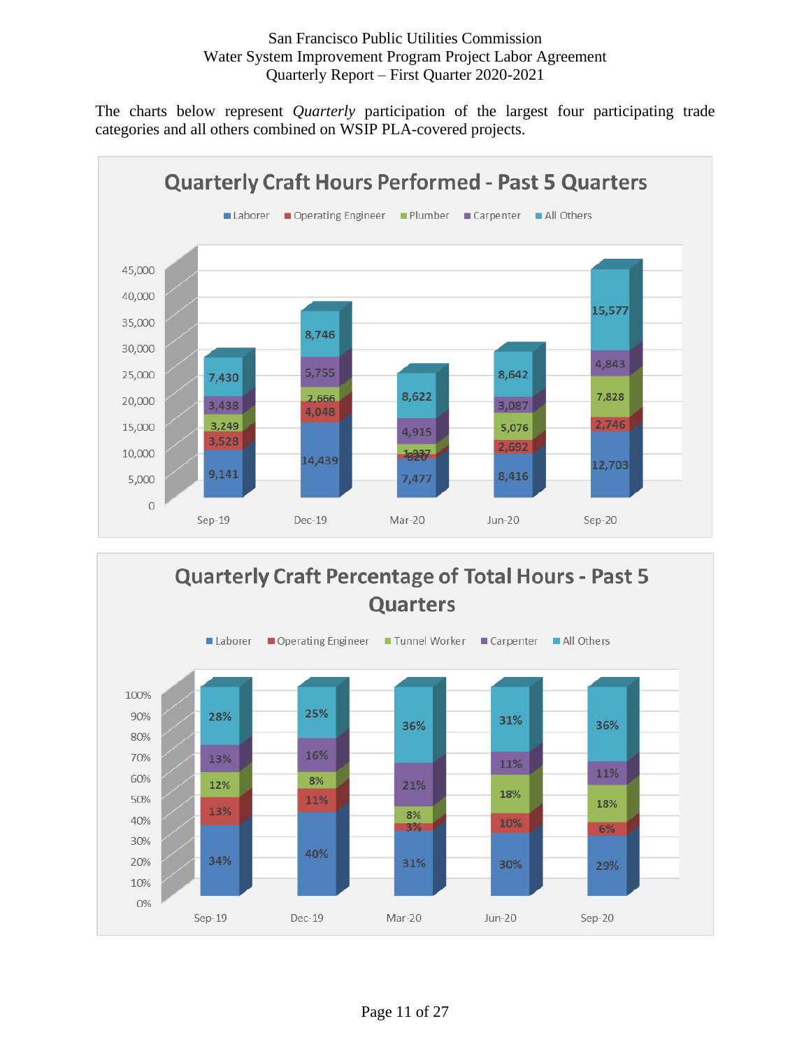The charts below represent *Quarterly* participation of the largest four participating trade categories and all others combined on WSIP PLA-covered projects.

**Quarterly Craft Hours Performed - Past 5 Quarters**

| | Sep-19 | Dec-19 | Mar-20 | Jun-20 | Sep-20 |
|---|---|---|---|---|---|
| Laborer | 9,141 | 14,439 | 7,477 | 8,416 | 12,703 |
| Operating Engineer | 3,528 | 4,048 | 820 | 2,692 | 2,746 |
| Plumber | 3,249 | 2,666 | 1,937 | 5,076 | 7,828 |
| Carpenter | 3,438 | 5,755 | 4,915 | 3,087 | 4,843 |
| All Others | 7,430 | 8,746 | 8,622 | 8,642 | 15,577 |

**Quarterly Craft Percentage of Total Hours - Past 5 Quarters**

| | Sep-19 | Dec-19 | Mar-20 | Jun-20 | Sep-20 |
|---|---|---|---|---|---|
| Laborer | 34% | 40% | 31% | 30% | 29% |
| Operating Engineer | 13% | 11% | 3% | 10% | 6% |
| Tunnel Worker | 12% | 8% | 8% | 18% | 18% |
| Carpenter | 13% | 16% | 21% | 11% | 11% |
| All Others | 28% | 25% | 36% | 31% | 36% |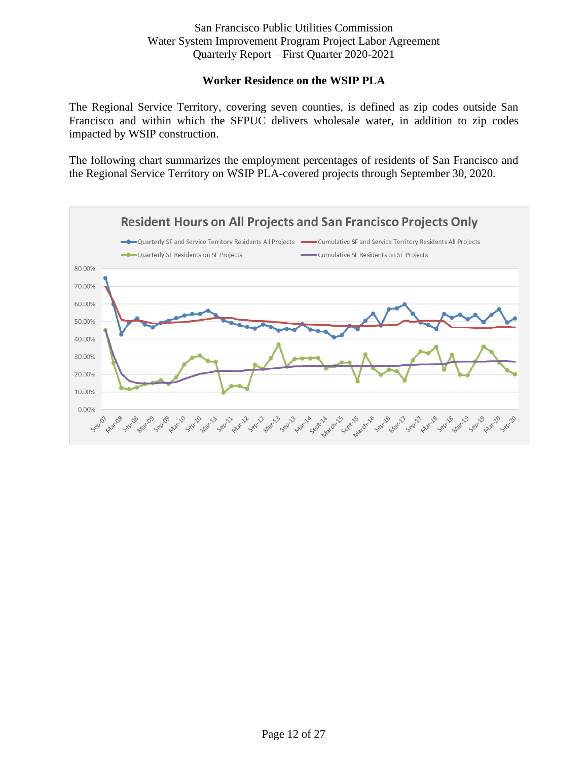## Worker Residence on the WSIP PLA

The Regional Service Territory, covering seven counties, is defined as zip codes outside San Francisco and within which the SFPUC delivers wholesale water, in addition to zip codes impacted by WSIP construction.

The following chart summarizes the employment percentages of residents of San Francisco and the Regional Service Territory on WSIP PLA-covered projects through September 30, 2020.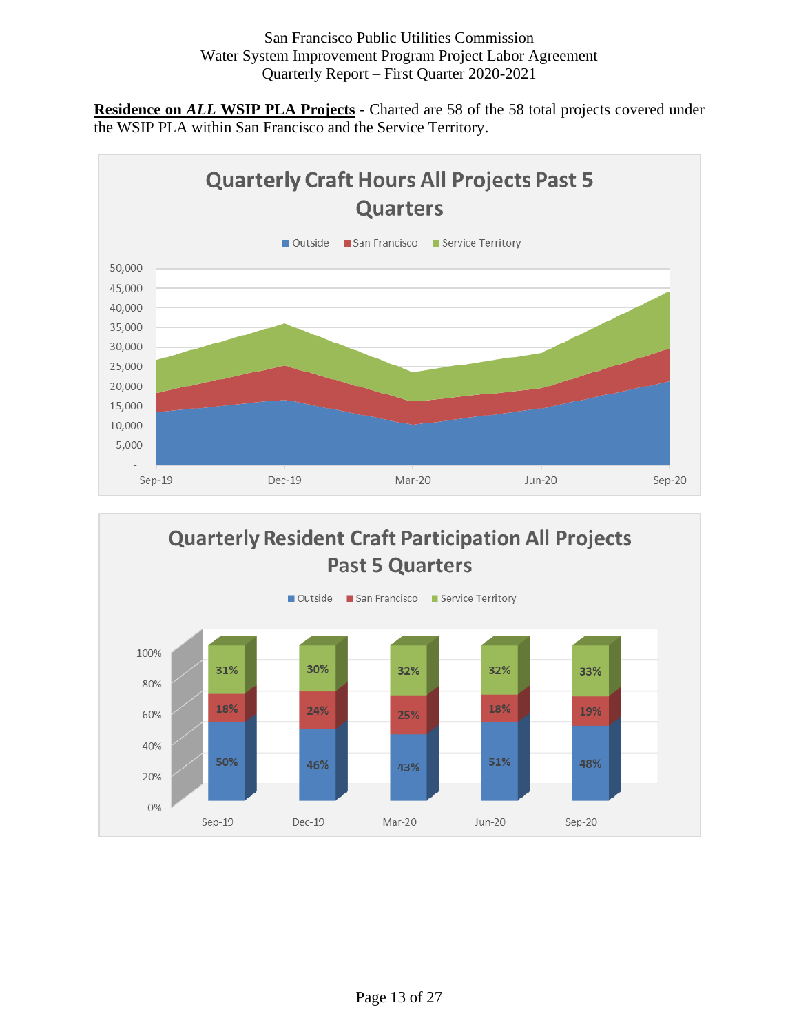**Residence on *ALL* WSIP PLA Projects** - Charted are 58 of the 58 total projects covered under the WSIP PLA within San Francisco and the Service Territory.

**Quarterly Craft Hours All Projects Past 5 Quarters**

Outside | San Francisco | Service Territory

**Quarterly Resident Craft Participation All Projects Past 5 Quarters**

| | Sep-19 | Dec-19 | Mar-20 | Jun-20 | Sep-20 |
|---|---|---|---|---|---|
| Service Territory | 31% | 30% | 32% | 32% | 33% |
| San Francisco | 18% | 24% | 25% | 18% | 19% |
| Outside | 50% | 46% | 43% | 51% | 48% |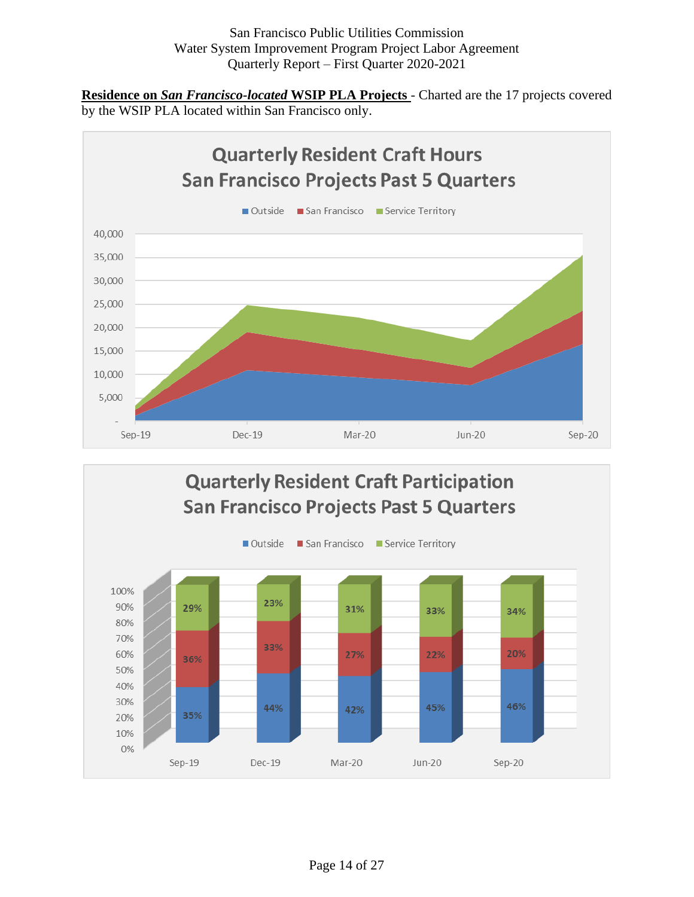**Residence on *San Francisco-located* WSIP PLA Projects** - Charted are the 17 projects covered by the WSIP PLA located within San Francisco only.

**Quarterly Resident Craft Hours San Francisco Projects Past 5 Quarters**

Outside | San Francisco | Service Territory

**Quarterly Resident Craft Participation San Francisco Projects Past 5 Quarters**

| | Sep-19 | Dec-19 | Mar-20 | Jun-20 | Sep-20 |
|---|---|---|---|---|---|
| Outside | 35% | 44% | 42% | 45% | 46% |
| San Francisco | 36% | 33% | 27% | 22% | 20% |
| Service Territory | 29% | 23% | 31% | 33% | 34% |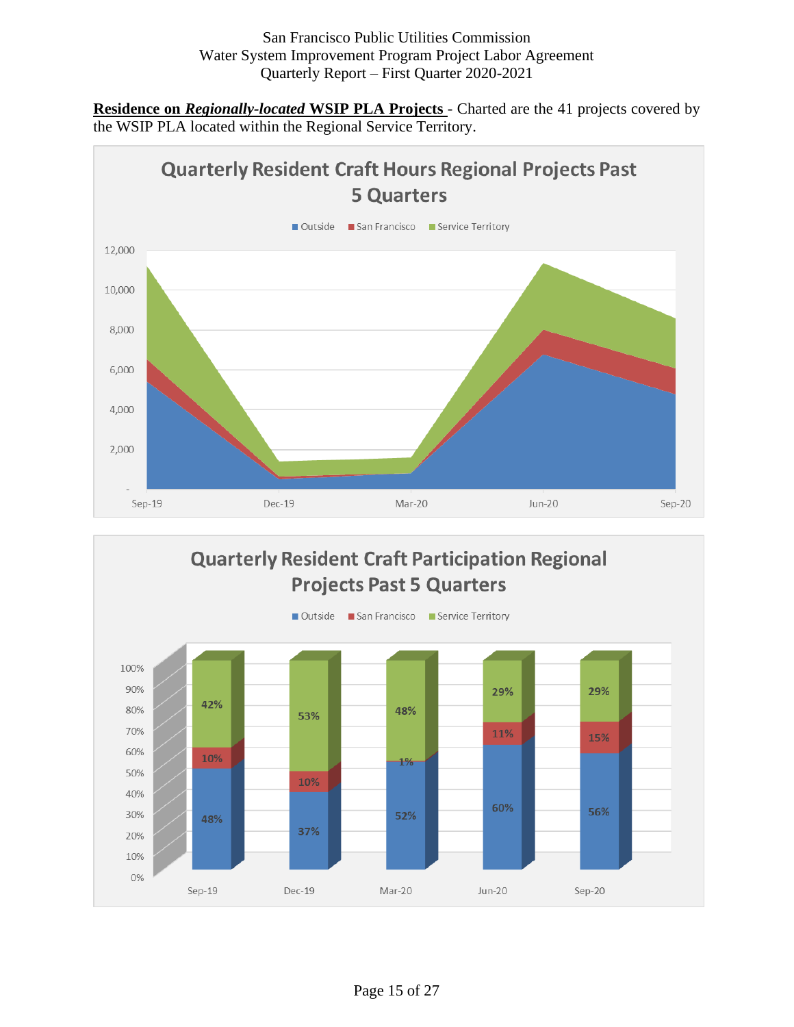**Residence on *Regionally-located* WSIP PLA Projects** - Charted are the 41 projects covered by the WSIP PLA located within the Regional Service Territory.

**Quarterly Resident Craft Hours Regional Projects Past 5 Quarters**

Outside | San Francisco | Service Territory

**Quarterly Resident Craft Participation Regional Projects Past 5 Quarters**

| | Sep-19 | Dec-19 | Mar-20 | Jun-20 | Sep-20 |
|---|---|---|---|---|---|
| Outside | 48% | 37% | 52% | 60% | 56% |
| San Francisco | 10% | 10% | 1% | 11% | 15% |
| Service Territory | 42% | 53% | 48% | 29% | 29% |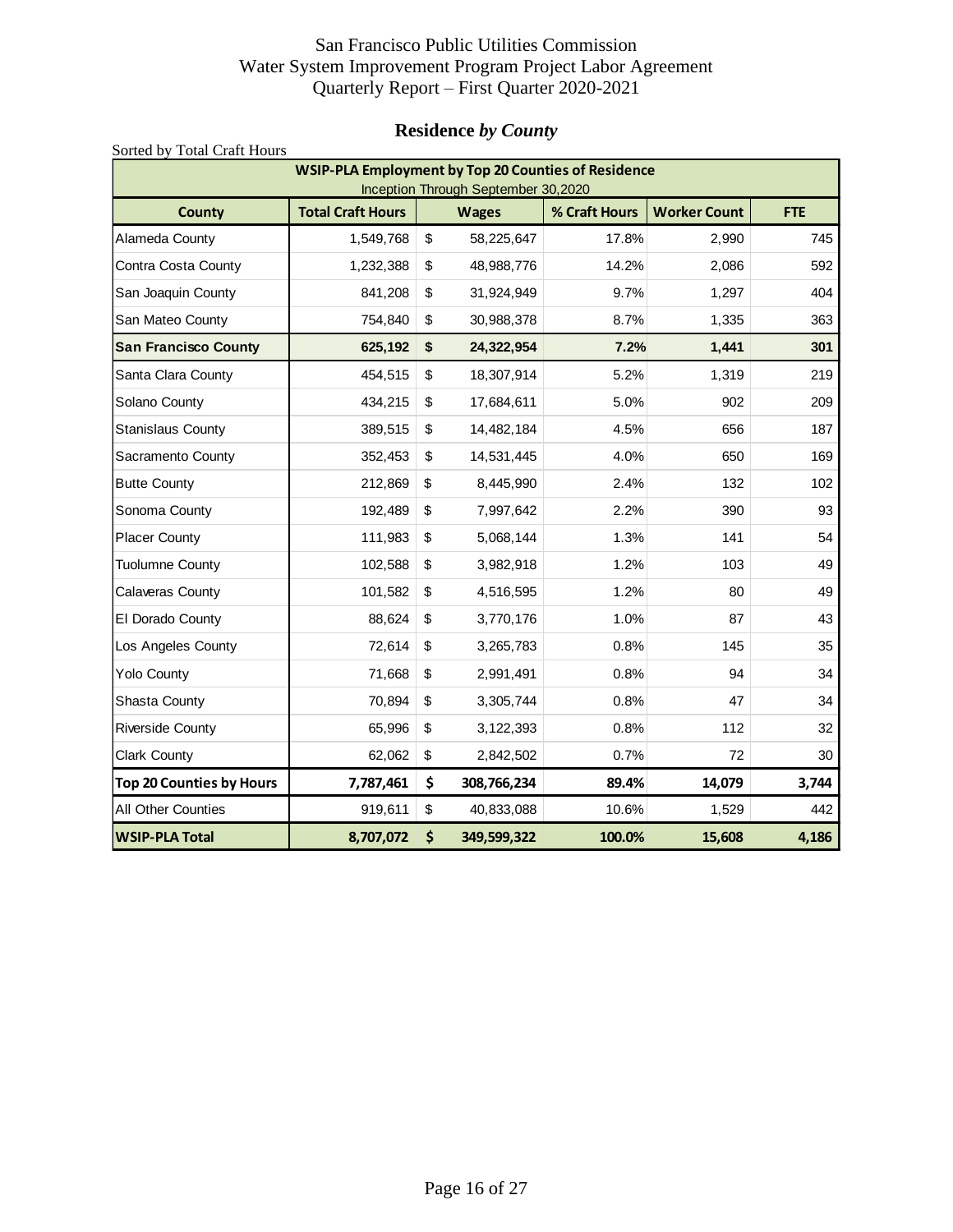San Francisco Public Utilities Commission
Water System Improvement Program Project Labor Agreement
Quarterly Report – First Quarter 2020-2021

## Residence *by County*

Sorted by Total Craft Hours

| **WSIP-PLA Employment by Top 20 Counties of Residence**<br>Inception Through September 30,2020 | | | | | |
|---|---|---|---|---|---|
| **County** | **Total Craft Hours** | **Wages** | **% Craft Hours** | **Worker Count** | **FTE** |
| Alameda County | 1,549,768 | $ 58,225,647 | 17.8% | 2,990 | 745 |
| Contra Costa County | 1,232,388 | $ 48,988,776 | 14.2% | 2,086 | 592 |
| San Joaquin County | 841,208 | $ 31,924,949 | 9.7% | 1,297 | 404 |
| San Mateo County | 754,840 | $ 30,988,378 | 8.7% | 1,335 | 363 |
| **San Francisco County** | **625,192** | **$ 24,322,954** | **7.2%** | **1,441** | **301** |
| Santa Clara County | 454,515 | $ 18,307,914 | 5.2% | 1,319 | 219 |
| Solano County | 434,215 | $ 17,684,611 | 5.0% | 902 | 209 |
| Stanislaus County | 389,515 | $ 14,482,184 | 4.5% | 656 | 187 |
| Sacramento County | 352,453 | $ 14,531,445 | 4.0% | 650 | 169 |
| Butte County | 212,869 | $ 8,445,990 | 2.4% | 132 | 102 |
| Sonoma County | 192,489 | $ 7,997,642 | 2.2% | 390 | 93 |
| Placer County | 111,983 | $ 5,068,144 | 1.3% | 141 | 54 |
| Tuolumne County | 102,588 | $ 3,982,918 | 1.2% | 103 | 49 |
| Calaveras County | 101,582 | $ 4,516,595 | 1.2% | 80 | 49 |
| El Dorado County | 88,624 | $ 3,770,176 | 1.0% | 87 | 43 |
| Los Angeles County | 72,614 | $ 3,265,783 | 0.8% | 145 | 35 |
| Yolo County | 71,668 | $ 2,991,491 | 0.8% | 94 | 34 |
| Shasta County | 70,894 | $ 3,305,744 | 0.8% | 47 | 34 |
| Riverside County | 65,996 | $ 3,122,393 | 0.8% | 112 | 32 |
| Clark County | 62,062 | $ 2,842,502 | 0.7% | 72 | 30 |
| **Top 20 Counties by Hours** | **7,787,461** | **$ 308,766,234** | **89.4%** | **14,079** | **3,744** |
| All Other Counties | 919,611 | $ 40,833,088 | 10.6% | 1,529 | 442 |
| **WSIP-PLA Total** | **8,707,072** | **$ 349,599,322** | **100.0%** | **15,608** | **4,186** |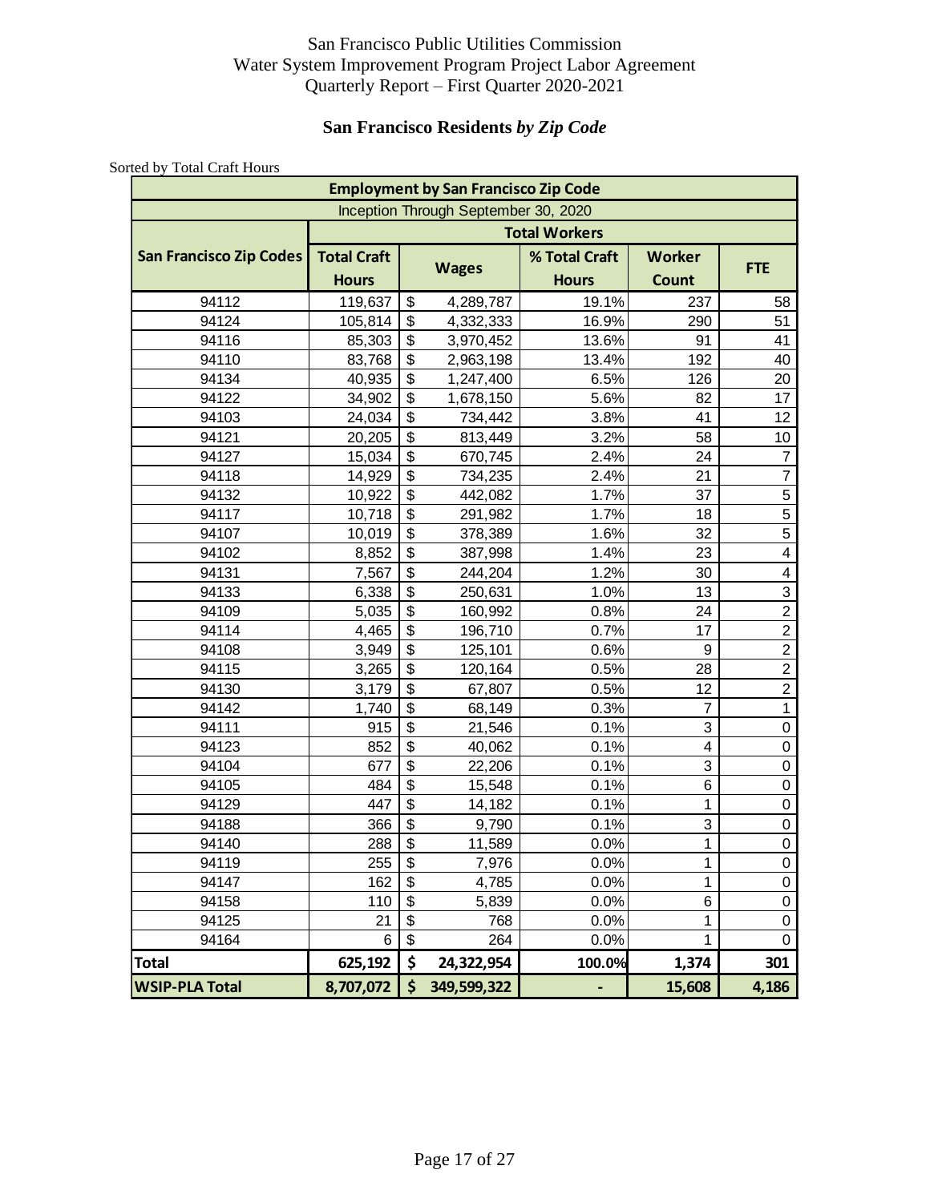San Francisco Public Utilities Commission
Water System Improvement Program Project Labor Agreement
Quarterly Report – First Quarter 2020-2021

## San Francisco Residents *by Zip Code*

Sorted by Total Craft Hours

| Employment by San Francisco Zip Code | | | | | |
|---|---|---|---|---|---|
| Inception Through September 30, 2020 | | | | | |
| | Total Workers | | | | |
| **San Francisco Zip Codes** | **Total Craft Hours** | **Wages** | **% Total Craft Hours** | **Worker Count** | **FTE** |
| 94112 | 119,637 | $ 4,289,787 | 19.1% | 237 | 58 |
| 94124 | 105,814 | $ 4,332,333 | 16.9% | 290 | 51 |
| 94116 | 85,303 | $ 3,970,452 | 13.6% | 91 | 41 |
| 94110 | 83,768 | $ 2,963,198 | 13.4% | 192 | 40 |
| 94134 | 40,935 | $ 1,247,400 | 6.5% | 126 | 20 |
| 94122 | 34,902 | $ 1,678,150 | 5.6% | 82 | 17 |
| 94103 | 24,034 | $ 734,442 | 3.8% | 41 | 12 |
| 94121 | 20,205 | $ 813,449 | 3.2% | 58 | 10 |
| 94127 | 15,034 | $ 670,745 | 2.4% | 24 | 7 |
| 94118 | 14,929 | $ 734,235 | 2.4% | 21 | 7 |
| 94132 | 10,922 | $ 442,082 | 1.7% | 37 | 5 |
| 94117 | 10,718 | $ 291,982 | 1.7% | 18 | 5 |
| 94107 | 10,019 | $ 378,389 | 1.6% | 32 | 5 |
| 94102 | 8,852 | $ 387,998 | 1.4% | 23 | 4 |
| 94131 | 7,567 | $ 244,204 | 1.2% | 30 | 4 |
| 94133 | 6,338 | $ 250,631 | 1.0% | 13 | 3 |
| 94109 | 5,035 | $ 160,992 | 0.8% | 24 | 2 |
| 94114 | 4,465 | $ 196,710 | 0.7% | 17 | 2 |
| 94108 | 3,949 | $ 125,101 | 0.6% | 9 | 2 |
| 94115 | 3,265 | $ 120,164 | 0.5% | 28 | 2 |
| 94130 | 3,179 | $ 67,807 | 0.5% | 12 | 2 |
| 94142 | 1,740 | $ 68,149 | 0.3% | 7 | 1 |
| 94111 | 915 | $ 21,546 | 0.1% | 3 | 0 |
| 94123 | 852 | $ 40,062 | 0.1% | 4 | 0 |
| 94104 | 677 | $ 22,206 | 0.1% | 3 | 0 |
| 94105 | 484 | $ 15,548 | 0.1% | 6 | 0 |
| 94129 | 447 | $ 14,182 | 0.1% | 1 | 0 |
| 94188 | 366 | $ 9,790 | 0.1% | 3 | 0 |
| 94140 | 288 | $ 11,589 | 0.0% | 1 | 0 |
| 94119 | 255 | $ 7,976 | 0.0% | 1 | 0 |
| 94147 | 162 | $ 4,785 | 0.0% | 1 | 0 |
| 94158 | 110 | $ 5,839 | 0.0% | 6 | 0 |
| 94125 | 21 | $ 768 | 0.0% | 1 | 0 |
| 94164 | 6 | $ 264 | 0.0% | 1 | 0 |
| **Total** | **625,192** | **$ 24,322,954** | **100.0%** | **1,374** | **301** |
| **WSIP-PLA Total** | **8,707,072** | **$ 349,599,322** | **-** | **15,608** | **4,186** |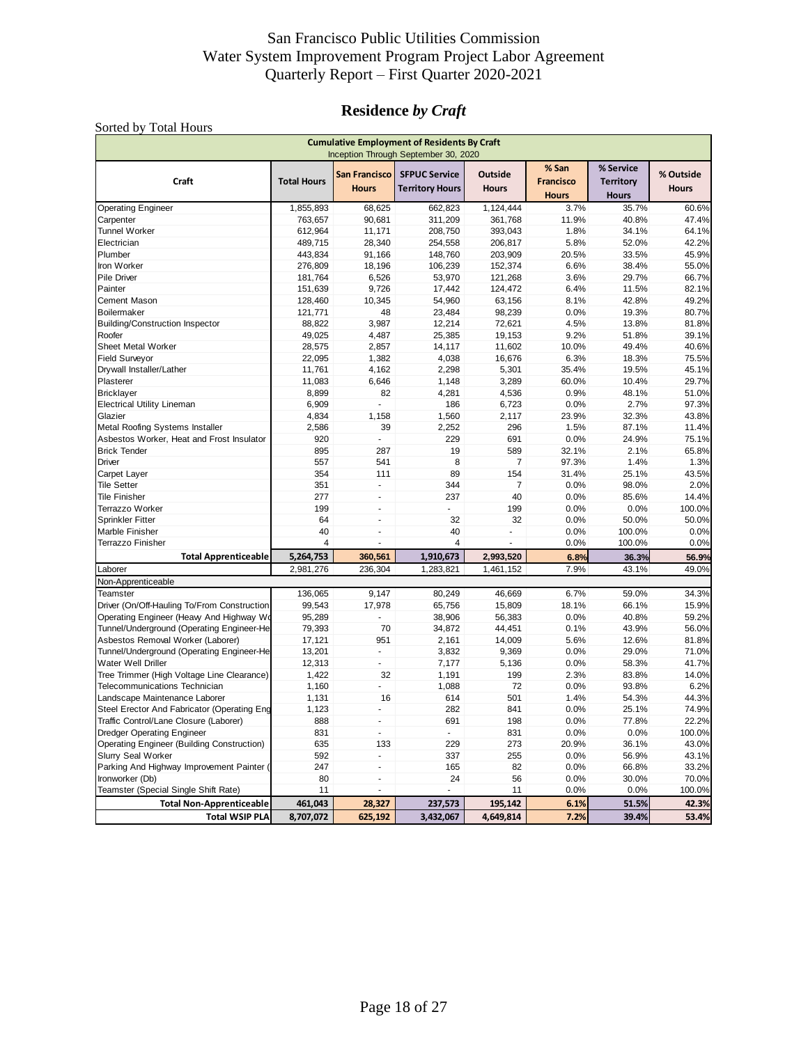# San Francisco Public Utilities Commission
# Water System Improvement Program Project Labor Agreement
# Quarterly Report – First Quarter 2020-2021

## Residence *by Craft*

Sorted by Total Hours

**Cumulative Employment of Residents By Craft**
Inception Through September 30, 2020

| Craft | Total Hours | San Francisco Hours | SFPUC Service Territory Hours | Outside Hours | % San Francisco Hours | % Service Territory Hours | % Outside Hours |
|---|---|---|---|---|---|---|---|
| Operating Engineer | 1,855,893 | 68,625 | 662,823 | 1,124,444 | 3.7% | 35.7% | 60.6% |
| Carpenter | 763,657 | 90,681 | 311,209 | 361,768 | 11.9% | 40.8% | 47.4% |
| Tunnel Worker | 612,964 | 11,171 | 208,750 | 393,043 | 1.8% | 34.1% | 64.1% |
| Electrician | 489,715 | 28,340 | 254,558 | 206,817 | 5.8% | 52.0% | 42.2% |
| Plumber | 443,834 | 91,166 | 148,760 | 203,909 | 20.5% | 33.5% | 45.9% |
| Iron Worker | 276,809 | 18,196 | 106,239 | 152,374 | 6.6% | 38.4% | 55.0% |
| Pile Driver | 181,764 | 6,526 | 53,970 | 121,268 | 3.6% | 29.7% | 66.7% |
| Painter | 151,639 | 9,726 | 17,442 | 124,472 | 6.4% | 11.5% | 82.1% |
| Cement Mason | 128,460 | 10,345 | 54,960 | 63,156 | 8.1% | 42.8% | 49.2% |
| Boilermaker | 121,771 | 48 | 23,484 | 98,239 | 0.0% | 19.3% | 80.7% |
| Building/Construction Inspector | 88,822 | 3,987 | 12,214 | 72,621 | 4.5% | 13.8% | 81.8% |
| Roofer | 49,025 | 4,487 | 25,385 | 19,153 | 9.2% | 51.8% | 39.1% |
| Sheet Metal Worker | 28,575 | 2,857 | 14,117 | 11,602 | 10.0% | 49.4% | 40.6% |
| Field Surveyor | 22,095 | 1,382 | 4,038 | 16,676 | 6.3% | 18.3% | 75.5% |
| Drywall Installer/Lather | 11,761 | 4,162 | 2,298 | 5,301 | 35.4% | 19.5% | 45.1% |
| Plasterer | 11,083 | 6,646 | 1,148 | 3,289 | 60.0% | 10.4% | 29.7% |
| Bricklayer | 8,899 | 82 | 4,281 | 4,536 | 0.9% | 48.1% | 51.0% |
| Electrical Utility Lineman | 6,909 | - | 186 | 6,723 | 0.0% | 2.7% | 97.3% |
| Glazier | 4,834 | 1,158 | 1,560 | 2,117 | 23.9% | 32.3% | 43.8% |
| Metal Roofing Systems Installer | 2,586 | 39 | 2,252 | 296 | 1.5% | 87.1% | 11.4% |
| Asbestos Worker, Heat and Frost Insulator | 920 | - | 229 | 691 | 0.0% | 24.9% | 75.1% |
| Brick Tender | 895 | 287 | 19 | 589 | 32.1% | 2.1% | 65.8% |
| Driver | 557 | 541 | 8 | 7 | 97.3% | 1.4% | 1.3% |
| Carpet Layer | 354 | 111 | 89 | 154 | 31.4% | 25.1% | 43.5% |
| Tile Setter | 351 | - | 344 | 7 | 0.0% | 98.0% | 2.0% |
| Tile Finisher | 277 | - | 237 | 40 | 0.0% | 85.6% | 14.4% |
| Terrazzo Worker | 199 | - | - | 199 | 0.0% | 0.0% | 100.0% |
| Sprinkler Fitter | 64 | - | 32 | 32 | 0.0% | 50.0% | 50.0% |
| Marble Finisher | 40 | - | 40 | - | 0.0% | 100.0% | 0.0% |
| Terrazzo Finisher | 4 | - | 4 | - | 0.0% | 100.0% | 0.0% |
| **Total Apprenticeable** | **5,264,753** | **360,561** | **1,910,673** | **2,993,520** | **6.8%** | **36.3%** | **56.9%** |
| Laborer | 2,981,276 | 236,304 | 1,283,821 | 1,461,152 | 7.9% | 43.1% | 49.0% |
| Non-Apprenticeable | | | | | | | |
| Teamster | 136,065 | 9,147 | 80,249 | 46,669 | 6.7% | 59.0% | 34.3% |
| Driver (On/Off-Hauling To/From Construction | 99,543 | 17,978 | 65,756 | 15,809 | 18.1% | 66.1% | 15.9% |
| Operating Engineer (Heavy And Highway Wo | 95,289 | - | 38,906 | 56,383 | 0.0% | 40.8% | 59.2% |
| Tunnel/Underground (Operating Engineer-He | 79,393 | 70 | 34,872 | 44,451 | 0.1% | 43.9% | 56.0% |
| Asbestos Removal Worker (Laborer) | 17,121 | 951 | 2,161 | 14,009 | 5.6% | 12.6% | 81.8% |
| Tunnel/Underground (Operating Engineer-He | 13,201 | - | 3,832 | 9,369 | 0.0% | 29.0% | 71.0% |
| Water Well Driller | 12,313 | - | 7,177 | 5,136 | 0.0% | 58.3% | 41.7% |
| Tree Trimmer (High Voltage Line Clearance) | 1,422 | 32 | 1,191 | 199 | 2.3% | 83.8% | 14.0% |
| Telecommunications Technician | 1,160 | - | 1,088 | 72 | 0.0% | 93.8% | 6.2% |
| Landscape Maintenance Laborer | 1,131 | 16 | 614 | 501 | 1.4% | 54.3% | 44.3% |
| Steel Erector And Fabricator (Operating Eng | 1,123 | - | 282 | 841 | 0.0% | 25.1% | 74.9% |
| Traffic Control/Lane Closure (Laborer) | 888 | - | 691 | 198 | 0.0% | 77.8% | 22.2% |
| Dredger Operating Engineer | 831 | - | - | 831 | 0.0% | 0.0% | 100.0% |
| Operating Engineer (Building Construction) | 635 | 133 | 229 | 273 | 20.9% | 36.1% | 43.0% |
| Slurry Seal Worker | 592 | - | 337 | 255 | 0.0% | 56.9% | 43.1% |
| Parking And Highway Improvement Painter ( | 247 | - | 165 | 82 | 0.0% | 66.8% | 33.2% |
| Ironworker (Db) | 80 | - | 24 | 56 | 0.0% | 30.0% | 70.0% |
| Teamster (Special Single Shift Rate) | 11 | - | - | 11 | 0.0% | 0.0% | 100.0% |
| **Total Non-Apprenticeable** | **461,043** | **28,327** | **237,573** | **195,142** | **6.1%** | **51.5%** | **42.3%** |
| **Total WSIP PLA** | **8,707,072** | **625,192** | **3,432,067** | **4,649,814** | **7.2%** | **39.4%** | **53.4%** |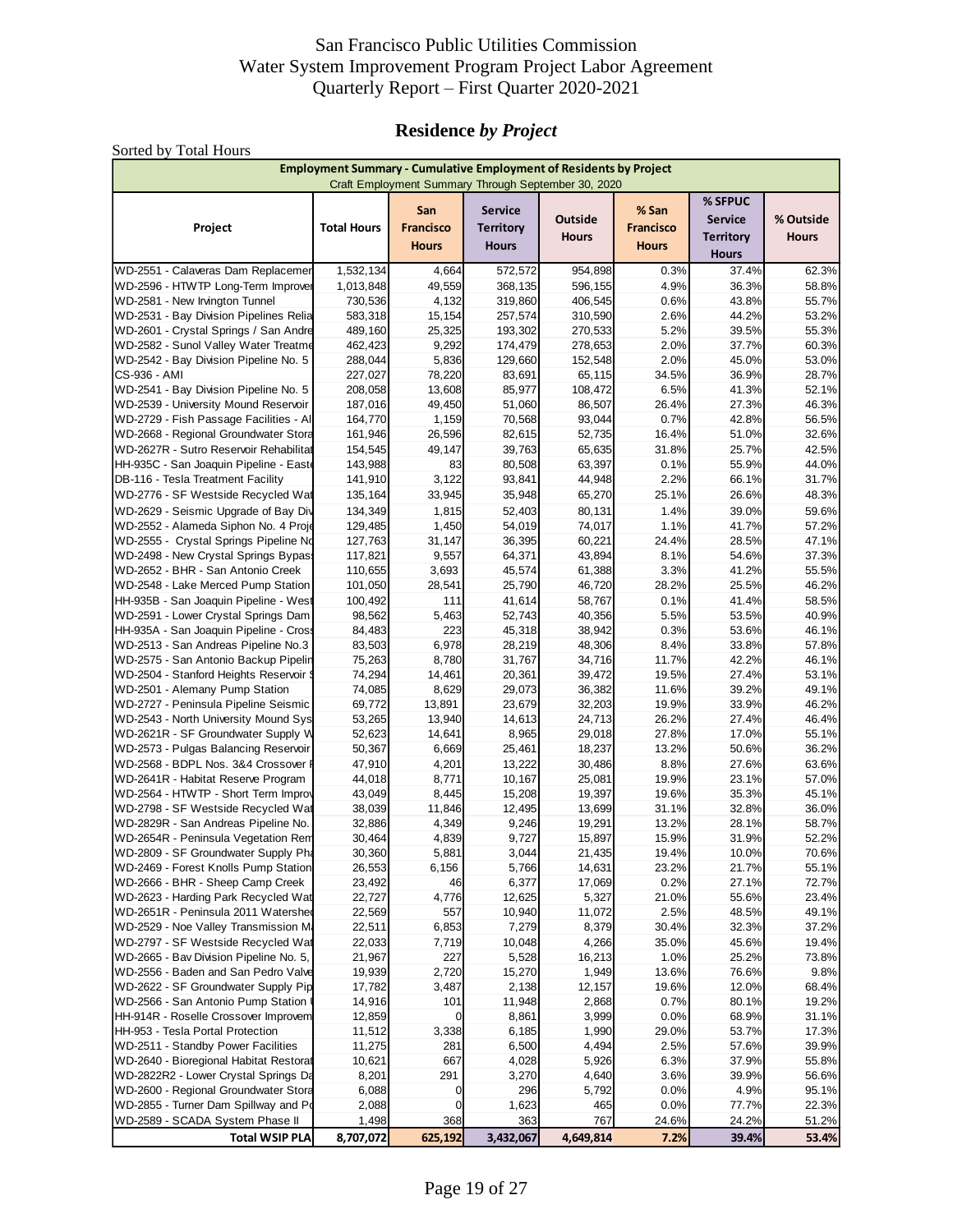San Francisco Public Utilities Commission
Water System Improvement Program Project Labor Agreement
Quarterly Report – First Quarter 2020-2021

## Residence *by Project*

Sorted by Total Hours

| Employment Summary - Cumulative Employment of Residents by Project<br>Craft Employment Summary Through September 30, 2020 | | | | | | | |
|---|---|---|---|---|---|---|---|
| **Project** | **Total Hours** | **San Francisco Hours** | **Service Territory Hours** | **Outside Hours** | **% San Francisco Hours** | **% SFPUC Service Territory Hours** | **% Outside Hours** |
| WD-2551 - Calaveras Dam Replacemer | 1,532,134 | 4,664 | 572,572 | 954,898 | 0.3% | 37.4% | 62.3% |
| WD-2596 - HTWTP Long-Term Improver | 1,013,848 | 49,559 | 368,135 | 596,155 | 4.9% | 36.3% | 58.8% |
| WD-2581 - New Irvington Tunnel | 730,536 | 4,132 | 319,860 | 406,545 | 0.6% | 43.8% | 55.7% |
| WD-2531 - Bay Division Pipelines Relia | 583,318 | 15,154 | 257,574 | 310,590 | 2.6% | 44.2% | 53.2% |
| WD-2601 - Crystal Springs / San Andre | 489,160 | 25,325 | 193,302 | 270,533 | 5.2% | 39.5% | 55.3% |
| WD-2582 - Sunol Valley Water Treatme | 462,423 | 9,292 | 174,479 | 278,653 | 2.0% | 37.7% | 60.3% |
| WD-2542 - Bay Division Pipeline No. 5 | 288,044 | 5,836 | 129,660 | 152,548 | 2.0% | 45.0% | 53.0% |
| CS-936 - AMI | 227,027 | 78,220 | 83,691 | 65,115 | 34.5% | 36.9% | 28.7% |
| WD-2541 - Bay Division Pipeline No. 5 | 208,058 | 13,608 | 85,977 | 108,472 | 6.5% | 41.3% | 52.1% |
| WD-2539 - University Mound Reservoir | 187,016 | 49,450 | 51,060 | 86,507 | 26.4% | 27.3% | 46.3% |
| WD-2729 - Fish Passage Facilities - Al | 164,770 | 1,159 | 70,568 | 93,044 | 0.7% | 42.8% | 56.5% |
| WD-2668 - Regional Groundwater Stora | 161,946 | 26,596 | 82,615 | 52,735 | 16.4% | 51.0% | 32.6% |
| WD-2627R - Sutro Reservoir Rehabilitat | 154,545 | 49,147 | 39,763 | 65,635 | 31.8% | 25.7% | 42.5% |
| HH-935C - San Joaquin Pipeline - East | 143,988 | 83 | 80,508 | 63,397 | 0.1% | 55.9% | 44.0% |
| DB-116 - Tesla Treatment Facility | 141,910 | 3,122 | 93,841 | 44,948 | 2.2% | 66.1% | 31.7% |
| WD-2776 - SF Westside Recycled Wat | 135,164 | 33,945 | 35,948 | 65,270 | 25.1% | 26.6% | 48.3% |
| WD-2629 - Seismic Upgrade of Bay Div | 134,349 | 1,815 | 52,403 | 80,131 | 1.4% | 39.0% | 59.6% |
| WD-2552 - Alameda Siphon No. 4 Proje | 129,485 | 1,450 | 54,019 | 74,017 | 1.1% | 41.7% | 57.2% |
| WD-2555 - Crystal Springs Pipeline No | 127,763 | 31,147 | 36,395 | 60,221 | 24.4% | 28.5% | 47.1% |
| WD-2498 - New Crystal Springs Bypas | 117,821 | 9,557 | 64,371 | 43,894 | 8.1% | 54.6% | 37.3% |
| WD-2652 - BHR - San Antonio Creek | 110,655 | 3,693 | 45,574 | 61,388 | 3.3% | 41.2% | 55.5% |
| WD-2548 - Lake Merced Pump Station | 101,050 | 28,541 | 25,790 | 46,720 | 28.2% | 25.5% | 46.2% |
| HH-935B - San Joaquin Pipeline - West | 100,492 | 111 | 41,614 | 58,767 | 0.1% | 41.4% | 58.5% |
| WD-2591 - Lower Crystal Springs Dam | 98,562 | 5,463 | 52,743 | 40,356 | 5.5% | 53.5% | 40.9% |
| HH-935A - San Joaquin Pipeline - Cross | 84,483 | 223 | 45,318 | 38,942 | 0.3% | 53.6% | 46.1% |
| WD-2513 - San Andreas Pipeline No.3 | 83,503 | 6,978 | 28,219 | 48,306 | 8.4% | 33.8% | 57.8% |
| WD-2575 - San Antonio Backup Pipelin | 75,263 | 8,780 | 31,767 | 34,716 | 11.7% | 42.2% | 46.1% |
| WD-2504 - Stanford Heights Reservoir | 74,294 | 14,461 | 20,361 | 39,472 | 19.5% | 27.4% | 53.1% |
| WD-2501 - Alemany Pump Station | 74,085 | 8,629 | 29,073 | 36,382 | 11.6% | 39.2% | 49.1% |
| WD-2727 - Peninsula Pipeline Seismic | 69,772 | 13,891 | 23,679 | 32,203 | 19.9% | 33.9% | 46.2% |
| WD-2543 - North University Mound Sys | 53,265 | 13,940 | 14,613 | 24,713 | 26.2% | 27.4% | 46.4% |
| WD-2621R - SF Groundwater Supply W | 52,623 | 14,641 | 8,965 | 29,018 | 27.8% | 17.0% | 55.1% |
| WD-2573 - Pulgas Balancing Reservoir | 50,367 | 6,669 | 25,461 | 18,237 | 13.2% | 50.6% | 36.2% |
| WD-2568 - BDPL Nos. 3&4 Crossover | 47,910 | 4,201 | 13,222 | 30,486 | 8.8% | 27.6% | 63.6% |
| WD-2641R - Habitat Reserve Program | 44,018 | 8,771 | 10,167 | 25,081 | 19.9% | 23.1% | 57.0% |
| WD-2564 - HTWTP - Short Term Impro | 43,049 | 8,445 | 15,208 | 19,397 | 19.6% | 35.3% | 45.1% |
| WD-2798 - SF Westside Recycled Wat | 38,039 | 11,846 | 12,495 | 13,699 | 31.1% | 32.8% | 36.0% |
| WD-2829R - San Andreas Pipeline No. | 32,886 | 4,349 | 9,246 | 19,291 | 13.2% | 28.1% | 58.7% |
| WD-2654R - Peninsula Vegetation Rem | 30,464 | 4,839 | 9,727 | 15,897 | 15.9% | 31.9% | 52.2% |
| WD-2809 - SF Groundwater Supply Pha | 30,360 | 5,881 | 3,044 | 21,435 | 19.4% | 10.0% | 70.6% |
| WD-2469 - Forest Knolls Pump Station | 26,553 | 6,156 | 5,766 | 14,631 | 23.2% | 21.7% | 55.1% |
| WD-2666 - BHR - Sheep Camp Creek | 23,492 | 46 | 6,377 | 17,069 | 0.2% | 27.1% | 72.7% |
| WD-2623 - Harding Park Recycled Wat | 22,727 | 4,776 | 12,625 | 5,327 | 21.0% | 55.6% | 23.4% |
| WD-2651R - Peninsula 2011 Watershed | 22,569 | 557 | 10,940 | 11,072 | 2.5% | 48.5% | 49.1% |
| WD-2529 - Noe Valley Transmission M | 22,511 | 6,853 | 7,279 | 8,379 | 30.4% | 32.3% | 37.2% |
| WD-2797 - SF Westside Recycled Wat | 22,033 | 7,719 | 10,048 | 4,266 | 35.0% | 45.6% | 19.4% |
| WD-2665 - Bay Division Pipeline No. 5, | 21,967 | 227 | 5,528 | 16,213 | 1.0% | 25.2% | 73.8% |
| WD-2556 - Baden and San Pedro Valve | 19,939 | 2,720 | 15,270 | 1,949 | 13.6% | 76.6% | 9.8% |
| WD-2622 - SF Groundwater Supply Pip | 17,782 | 3,487 | 2,138 | 12,157 | 19.6% | 12.0% | 68.4% |
| WD-2566 - San Antonio Pump Station | 14,916 | 101 | 11,948 | 2,868 | 0.7% | 80.1% | 19.2% |
| HH-914R - Roselle Crossover Improvem | 12,859 | 0 | 8,861 | 3,999 | 0.0% | 68.9% | 31.1% |
| HH-953 - Tesla Portal Protection | 11,512 | 3,338 | 6,185 | 1,990 | 29.0% | 53.7% | 17.3% |
| WD-2511 - Standby Power Facilities | 11,275 | 281 | 6,500 | 4,494 | 2.5% | 57.6% | 39.9% |
| WD-2640 - Bioregional Habitat Restorat | 10,621 | 667 | 4,028 | 5,926 | 6.3% | 37.9% | 55.8% |
| WD-2822R2 - Lower Crystal Springs Da | 8,201 | 291 | 3,270 | 4,640 | 3.6% | 39.9% | 56.6% |
| WD-2600 - Regional Groundwater Stora | 6,088 | 0 | 296 | 5,792 | 0.0% | 4.9% | 95.1% |
| WD-2855 - Turner Dam Spillway and Po | 2,088 | 0 | 1,623 | 465 | 0.0% | 77.7% | 22.3% |
| WD-2589 - SCADA System Phase II | 1,498 | 368 | 363 | 767 | 24.6% | 24.2% | 51.2% |
| **Total WSIP PLA** | **8,707,072** | **625,192** | **3,432,067** | **4,649,814** | **7.2%** | **39.4%** | **53.4%** |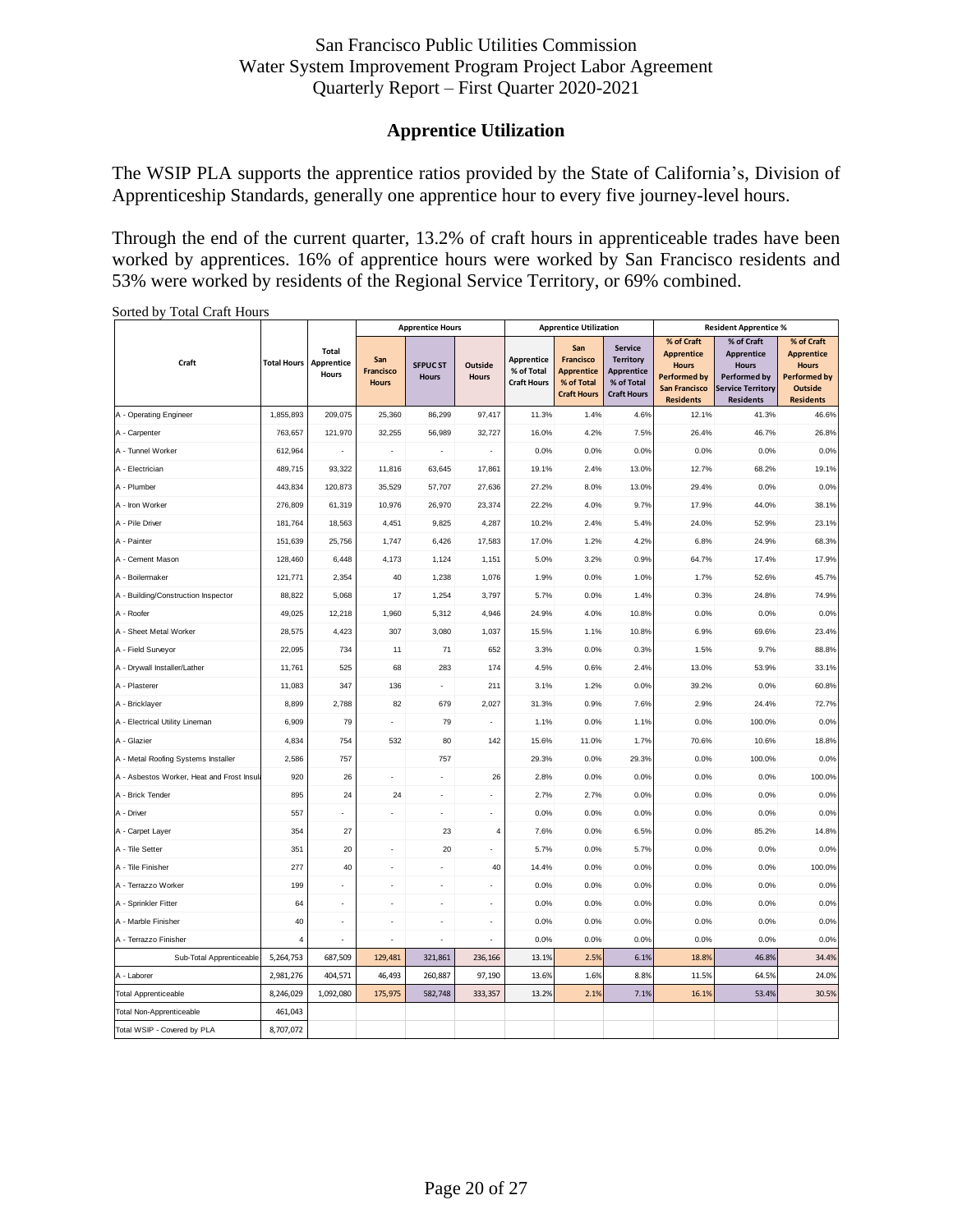San Francisco Public Utilities Commission
Water System Improvement Program Project Labor Agreement
Quarterly Report – First Quarter 2020-2021

## Apprentice Utilization

The WSIP PLA supports the apprentice ratios provided by the State of California's, Division of Apprenticeship Standards, generally one apprentice hour to every five journey-level hours.

Through the end of the current quarter, 13.2% of craft hours in apprenticeable trades have been worked by apprentices. 16% of apprentice hours were worked by San Francisco residents and 53% were worked by residents of the Regional Service Territory, or 69% combined.

Sorted by Total Craft Hours

| Craft | Total Hours | Total Apprentice Hours | Apprentice Hours | | | Apprentice Utilization | | | Resident Apprentice % | | |
|---|---|---|---|---|---|---|---|---|---|---|---|
| | | | San Francisco Hours | SFPUC ST Hours | Outside Hours | Apprentice % of Total Craft Hours | San Francisco Apprentice % of Total Craft Hours | Service Territory Apprentice % of Total Craft Hours | % of Craft Apprentice Hours Performed by San Francisco Residents | % of Craft Apprentice Hours Performed by Service Territory Residents | % of Craft Apprentice Hours Performed by Outside Residents |
| A - Operating Engineer | 1,855,893 | 209,075 | 25,360 | 86,299 | 97,417 | 11.3% | 1.4% | 4.6% | 12.1% | 41.3% | 46.6% |
| A - Carpenter | 763,657 | 121,970 | 32,255 | 56,989 | 32,727 | 16.0% | 4.2% | 7.5% | 26.4% | 46.7% | 26.8% |
| A - Tunnel Worker | 612,964 | - | - | - | - | 0.0% | 0.0% | 0.0% | 0.0% | 0.0% | 0.0% |
| A - Electrician | 489,715 | 93,322 | 11,816 | 63,645 | 17,861 | 19.1% | 2.4% | 13.0% | 12.7% | 68.2% | 19.1% |
| A - Plumber | 443,834 | 120,873 | 35,529 | 57,707 | 27,636 | 27.2% | 8.0% | 13.0% | 29.4% | 0.0% | 0.0% |
| A - Iron Worker | 276,809 | 61,319 | 10,976 | 26,970 | 23,374 | 22.2% | 4.0% | 9.7% | 17.9% | 44.0% | 38.1% |
| A - Pile Driver | 181,764 | 18,563 | 4,451 | 9,825 | 4,287 | 10.2% | 2.4% | 5.4% | 24.0% | 52.9% | 23.1% |
| A - Painter | 151,639 | 25,756 | 1,747 | 6,426 | 17,583 | 17.0% | 1.2% | 4.2% | 6.8% | 24.9% | 68.3% |
| A - Cement Mason | 128,460 | 6,448 | 4,173 | 1,124 | 1,151 | 5.0% | 3.2% | 0.9% | 64.7% | 17.4% | 17.9% |
| A - Boilermaker | 121,771 | 2,354 | 40 | 1,238 | 1,076 | 1.9% | 0.0% | 1.0% | 1.7% | 52.6% | 45.7% |
| A - Building/Construction Inspector | 88,822 | 5,068 | 17 | 1,254 | 3,797 | 5.7% | 0.0% | 1.4% | 0.3% | 24.8% | 74.9% |
| A - Roofer | 49,025 | 12,218 | 1,960 | 5,312 | 4,946 | 24.9% | 4.0% | 10.8% | 0.0% | 0.0% | 0.0% |
| A - Sheet Metal Worker | 28,575 | 4,423 | 307 | 3,080 | 1,037 | 15.5% | 1.1% | 10.8% | 6.9% | 69.6% | 23.4% |
| A - Field Surveyor | 22,095 | 734 | 11 | 71 | 652 | 3.3% | 0.0% | 0.3% | 1.5% | 9.7% | 88.8% |
| A - Drywall Installer/Lather | 11,761 | 525 | 68 | 283 | 174 | 4.5% | 0.6% | 2.4% | 13.0% | 53.9% | 33.1% |
| A - Plasterer | 11,083 | 347 | 136 | - | 211 | 3.1% | 1.2% | 0.0% | 39.2% | 0.0% | 60.8% |
| A - Bricklayer | 8,899 | 2,788 | 82 | 679 | 2,027 | 31.3% | 0.9% | 7.6% | 2.9% | 24.4% | 72.7% |
| A - Electrical Utility Lineman | 6,909 | 79 | - | 79 | - | 1.1% | 0.0% | 1.1% | 0.0% | 100.0% | 0.0% |
| A - Glazier | 4,834 | 754 | 532 | 80 | 142 | 15.6% | 11.0% | 1.7% | 70.6% | 10.6% | 18.8% |
| A - Metal Roofing Systems Installer | 2,586 | 757 | | 757 | | 29.3% | 0.0% | 29.3% | 0.0% | 100.0% | 0.0% |
| A - Asbestos Worker, Heat and Frost Insul | 920 | 26 | - | - | 26 | 2.8% | 0.0% | 0.0% | 0.0% | 0.0% | 100.0% |
| A - Brick Tender | 895 | 24 | 24 | - | - | 2.7% | 2.7% | 0.0% | 0.0% | 0.0% | 0.0% |
| A - Driver | 557 | - | - | - | - | 0.0% | 0.0% | 0.0% | 0.0% | 0.0% | 0.0% |
| A - Carpet Layer | 354 | 27 | | 23 | 4 | 7.6% | 0.0% | 6.5% | 0.0% | 85.2% | 14.8% |
| A - Tile Setter | 351 | 20 | - | 20 | - | 5.7% | 0.0% | 5.7% | 0.0% | 0.0% | 0.0% |
| A - Tile Finisher | 277 | 40 | - | - | 40 | 14.4% | 0.0% | 0.0% | 0.0% | 0.0% | 100.0% |
| A - Terrazzo Worker | 199 | - | - | - | - | 0.0% | 0.0% | 0.0% | 0.0% | 0.0% | 0.0% |
| A - Sprinkler Fitter | 64 | - | - | - | - | 0.0% | 0.0% | 0.0% | 0.0% | 0.0% | 0.0% |
| A - Marble Finisher | 40 | - | - | - | - | 0.0% | 0.0% | 0.0% | 0.0% | 0.0% | 0.0% |
| A - Terrazzo Finisher | 4 | - | - | - | - | 0.0% | 0.0% | 0.0% | 0.0% | 0.0% | 0.0% |
| Sub-Total Apprenticeable | 5,264,753 | 687,509 | 129,481 | 321,861 | 236,166 | 13.1% | 2.5% | 6.1% | 18.8% | 46.8% | 34.4% |
| A - Laborer | 2,981,276 | 404,571 | 46,493 | 260,887 | 97,190 | 13.6% | 1.6% | 8.8% | 11.5% | 64.5% | 24.0% |
| Total Apprenticeable | 8,246,029 | 1,092,080 | 175,975 | 582,748 | 333,357 | 13.2% | 2.1% | 7.1% | 16.1% | 53.4% | 30.5% |
| Total Non-Apprenticeable | 461,043 | | | | | | | | | | |
| Total WSIP - Covered by PLA | 8,707,072 | | | | | | | | | | |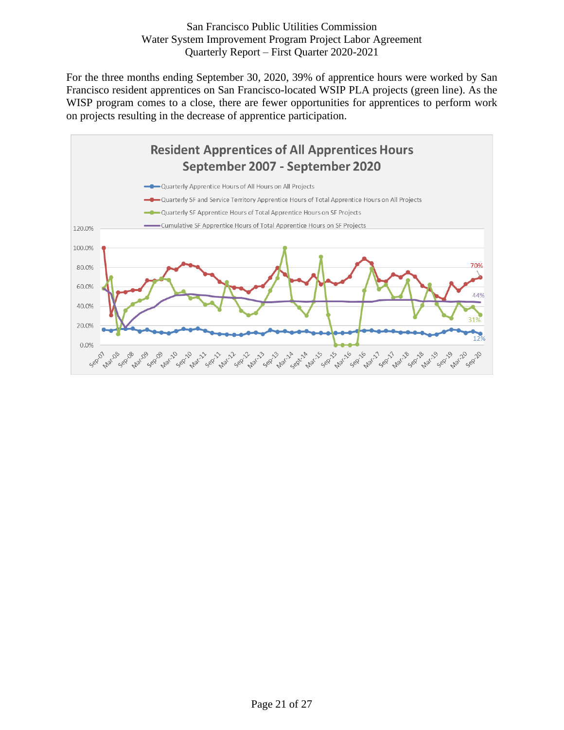For the three months ending September 30, 2020, 39% of apprentice hours were worked by San Francisco resident apprentices on San Francisco-located WSIP PLA projects (green line). As the WISP program comes to a close, there are fewer opportunities for apprentices to perform work on projects resulting in the decrease of apprentice participation.

**Resident Apprentices of All Apprentices Hours September 2007 - September 2020**

- Quarterly Apprentice Hours of All Hours on All Projects
- Quarterly SF and Service Territory Apprentice Hours of Total Apprentice Hours on All Projects
- Quarterly SF Apprentice Hours of Total Apprentice Hours on SF Projects
- Cumulative SF Apprentice Hours of Total Apprentice Hours on SF Projects

70%
44%
31%
12%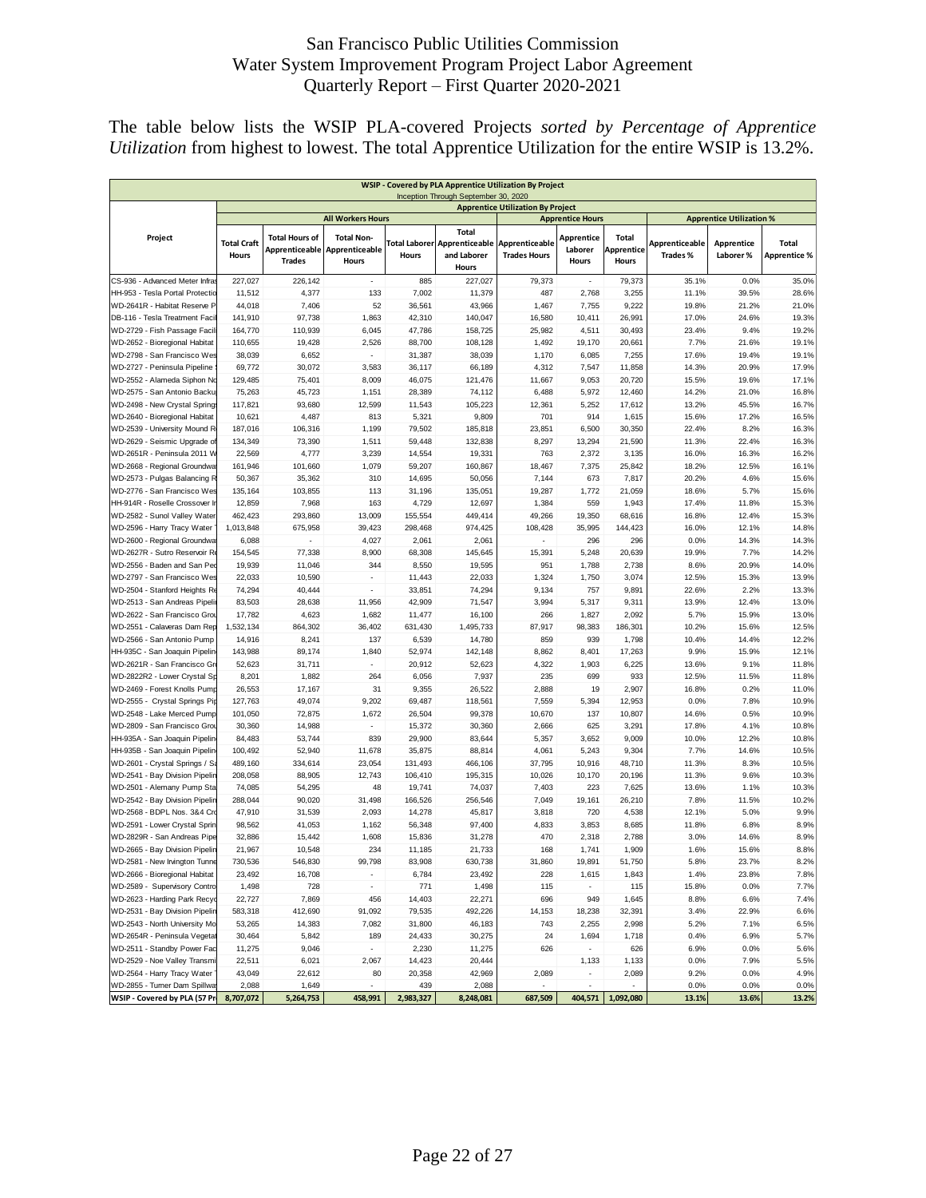San Francisco Public Utilities Commission
Water System Improvement Program Project Labor Agreement
Quarterly Report – First Quarter 2020-2021

The table below lists the WSIP PLA-covered Projects *sorted by Percentage of Apprentice Utilization* from highest to lowest. The total Apprentice Utilization for the entire WSIP is 13.2%.

**WSIP - Covered by PLA Apprentice Utilization By Project**
Inception Through September 30, 2020

| Project | Apprentice Utilization By Project | | | | | | | | | | |
|---|---|---|---|---|---|---|---|---|---|---|---|
| | All Workers Hours | | | | | Apprentice Hours | | | Apprentice Utilization % | | |
| | Total Craft Hours | Total Hours of Apprenticeable Trades | Total Non-Apprenticeable Hours | Total Laborer Hours | Total Apprenticeable and Laborer Hours | Apprenticeable Trades Hours | Apprentice Laborer Hours | Total Apprentice Hours | Apprenticeable Trades % | Apprentice Laborer % | Total Apprentice % |
| CS-936 - Advanced Meter Infras | 227,027 | 226,142 | - | 885 | 227,027 | 79,373 | - | 79,373 | 35.1% | 0.0% | 35.0% |
| HH-953 - Tesla Portal Protectio | 11,512 | 4,377 | 133 | 7,002 | 11,379 | 487 | 2,768 | 3,255 | 11.1% | 39.5% | 28.6% |
| WD-2641R - Habitat Reserve P | 44,018 | 7,406 | 52 | 36,561 | 43,966 | 1,467 | 7,755 | 9,222 | 19.8% | 21.2% | 21.0% |
| DB-116 - Tesla Treatment Facil | 141,910 | 97,738 | 1,863 | 42,310 | 140,047 | 16,580 | 10,411 | 26,991 | 17.0% | 24.6% | 19.3% |
| WD-2729 - Fish Passage Facili | 164,770 | 110,939 | 6,045 | 47,786 | 158,725 | 25,982 | 4,511 | 30,493 | 23.4% | 9.4% | 19.2% |
| WD-2652 - Bioregional Habitat | 110,655 | 19,428 | 2,526 | 88,700 | 108,128 | 1,492 | 19,170 | 20,661 | 7.7% | 21.6% | 19.1% |
| WD-2798 - San Francisco Wes | 38,039 | 6,652 | - | 31,387 | 38,039 | 1,170 | 6,085 | 7,255 | 17.6% | 19.4% | 19.1% |
| WD-2727 - Peninsula Pipeline | 69,772 | 30,072 | 3,583 | 36,117 | 66,189 | 4,312 | 7,547 | 11,858 | 14.3% | 20.9% | 17.9% |
| WD-2552 - Alameda Siphon No | 129,485 | 75,401 | 8,009 | 46,075 | 121,476 | 11,667 | 9,053 | 20,720 | 15.5% | 19.6% | 17.1% |
| WD-2575 - San Antonio Backu | 75,263 | 45,723 | 1,151 | 28,389 | 74,112 | 6,488 | 5,972 | 12,460 | 14.2% | 21.0% | 16.8% |
| WD-2498 - New Crystal Springs | 117,821 | 93,680 | 12,599 | 11,543 | 105,223 | 12,361 | 5,252 | 17,612 | 13.2% | 45.5% | 16.7% |
| WD-2640 - Bioregional Habitat | 10,621 | 4,487 | 813 | 5,321 | 9,809 | 701 | 914 | 1,615 | 15.6% | 17.2% | 16.5% |
| WD-2539 - University Mound R | 187,016 | 106,316 | 1,199 | 79,502 | 185,818 | 23,851 | 6,500 | 30,350 | 22.4% | 8.2% | 16.3% |
| WD-2629 - Seismic Upgrade of | 134,349 | 73,390 | 1,511 | 59,448 | 132,838 | 8,297 | 13,294 | 21,590 | 11.3% | 22.4% | 16.3% |
| WD-2651R - Peninsula 2011 W | 22,569 | 4,777 | 3,239 | 14,554 | 19,331 | 763 | 2,372 | 3,135 | 16.0% | 16.3% | 16.2% |
| WD-2668 - Regional Groundwa | 161,946 | 101,660 | 1,079 | 59,207 | 160,867 | 18,467 | 7,375 | 25,842 | 18.2% | 12.5% | 16.1% |
| WD-2573 - Pulgas Balancing R | 50,367 | 35,362 | 310 | 14,695 | 50,056 | 7,144 | 673 | 7,817 | 20.2% | 4.6% | 15.6% |
| WD-2776 - San Francisco Wes | 135,164 | 103,855 | 113 | 31,196 | 135,051 | 19,287 | 1,772 | 21,059 | 18.6% | 5.7% | 15.6% |
| HH-914R - Roselle Crossover I | 12,859 | 7,968 | 163 | 4,729 | 12,697 | 1,384 | 559 | 1,943 | 17.4% | 11.8% | 15.3% |
| WD-2582 - Sunol Valley Water | 462,423 | 293,860 | 13,009 | 155,554 | 449,414 | 49,266 | 19,350 | 68,616 | 16.8% | 12.4% | 15.3% |
| WD-2596 - Harry Tracy Water | 1,013,848 | 675,958 | 39,423 | 298,468 | 974,425 | 108,428 | 35,995 | 144,423 | 16.0% | 12.1% | 14.8% |
| WD-2600 - Regional Groundwa | 6,088 | - | 4,027 | 2,061 | 2,061 | - | 296 | 296 | 0.0% | 14.3% | 14.3% |
| WD-2627R - Sutro Reservoir Re | 154,545 | 77,338 | 8,900 | 68,308 | 145,645 | 15,391 | 5,248 | 20,639 | 19.9% | 7.7% | 14.2% |
| WD-2556 - Baden and San Pec | 19,939 | 11,046 | 344 | 8,550 | 19,595 | 951 | 1,788 | 2,738 | 8.6% | 20.9% | 14.0% |
| WD-2797 - San Francisco Wes | 22,033 | 10,590 | - | 11,443 | 22,033 | 1,324 | 1,750 | 3,074 | 12.5% | 15.3% | 13.9% |
| WD-2504 - Stanford Heights Re | 74,294 | 40,444 | - | 33,851 | 74,294 | 9,134 | 757 | 9,891 | 22.6% | 2.2% | 13.3% |
| WD-2513 - San Andreas Pipeli | 83,503 | 28,638 | 11,956 | 42,909 | 71,547 | 3,994 | 5,317 | 9,311 | 13.9% | 12.4% | 13.0% |
| WD-2622 - San Francisco Grou | 17,782 | 4,623 | 1,682 | 11,477 | 16,100 | 266 | 1,827 | 2,092 | 5.7% | 15.9% | 13.0% |
| WD-2551 - Calaveras Dam Rep | 1,532,134 | 864,302 | 36,402 | 631,430 | 1,495,733 | 87,917 | 98,383 | 186,301 | 10.2% | 15.6% | 12.5% |
| WD-2566 - San Antonio Pump | 14,916 | 8,241 | 137 | 6,539 | 14,780 | 859 | 939 | 1,798 | 10.4% | 14.4% | 12.2% |
| HH-935C - San Joaquin Pipelin | 143,988 | 89,174 | 1,840 | 52,974 | 142,148 | 8,862 | 8,401 | 17,263 | 9.9% | 15.9% | 12.1% |
| WD-2621R - San Francisco Gr | 52,623 | 31,711 | - | 20,912 | 52,623 | 4,322 | 1,903 | 6,225 | 13.6% | 9.1% | 11.8% |
| WD-2822R2 - Lower Crystal Sp | 8,201 | 1,882 | 264 | 6,056 | 7,937 | 235 | 699 | 933 | 12.5% | 11.5% | 11.8% |
| WD-2469 - Forest Knolls Pump | 26,553 | 17,167 | 31 | 9,355 | 26,522 | 2,888 | 19 | 2,907 | 16.8% | 0.2% | 11.0% |
| WD-2555 - Crystal Springs Pip | 127,763 | 49,074 | 9,202 | 69,487 | 118,561 | 7,559 | 5,394 | 12,953 | 0.0% | 7.8% | 10.9% |
| WD-2548 - Lake Merced Pump | 101,050 | 72,875 | 1,672 | 26,504 | 99,378 | 10,670 | 137 | 10,807 | 14.6% | 0.5% | 10.9% |
| WD-2809 - San Francisco Grou | 30,360 | 14,988 | - | 15,372 | 30,360 | 2,666 | 625 | 3,291 | 17.8% | 4.1% | 10.8% |
| HH-935A - San Joaquin Pipelin | 84,483 | 53,744 | 839 | 29,900 | 83,644 | 5,357 | 3,652 | 9,009 | 10.0% | 12.2% | 10.8% |
| HH-935B - San Joaquin Pipelin | 100,492 | 52,940 | 11,678 | 35,875 | 88,814 | 4,061 | 5,243 | 9,304 | 7.7% | 14.6% | 10.5% |
| WD-2601 - Crystal Springs / Sa | 489,160 | 334,614 | 23,054 | 131,493 | 466,106 | 37,795 | 10,916 | 48,710 | 11.3% | 8.3% | 10.5% |
| WD-2541 - Bay Division Pipelin | 208,058 | 88,905 | 12,743 | 106,410 | 195,315 | 10,026 | 10,170 | 20,196 | 11.3% | 9.6% | 10.3% |
| WD-2501 - Alemany Pump Sta | 74,085 | 54,295 | 48 | 19,741 | 74,037 | 7,403 | 223 | 7,625 | 13.6% | 1.1% | 10.3% |
| WD-2542 - Bay Division Pipelin | 288,044 | 90,020 | 31,498 | 166,526 | 256,546 | 7,049 | 19,161 | 26,210 | 7.8% | 11.5% | 10.2% |
| WD-2568 - BDPL Nos. 3&4 Cro | 47,910 | 31,539 | 2,093 | 14,278 | 45,817 | 3,818 | 720 | 4,538 | 12.1% | 5.0% | 9.9% |
| WD-2591 - Lower Crystal Sprin | 98,562 | 41,053 | 1,162 | 56,348 | 97,400 | 4,833 | 3,853 | 8,685 | 11.8% | 6.8% | 8.9% |
| WD-2829R - San Andreas Pipe | 32,886 | 15,442 | 1,608 | 15,836 | 31,278 | 470 | 2,318 | 2,788 | 3.0% | 14.6% | 8.9% |
| WD-2665 - Bay Division Pipelin | 21,967 | 10,548 | 234 | 11,185 | 21,733 | 168 | 1,741 | 1,909 | 1.6% | 15.6% | 8.8% |
| WD-2581 - New Irvington Tunne | 730,536 | 546,830 | 99,798 | 83,908 | 630,738 | 31,860 | 19,891 | 51,750 | 5.8% | 23.7% | 8.2% |
| WD-2666 - Bioregional Habitat | 23,492 | 16,708 | - | 6,784 | 23,492 | 228 | 1,615 | 1,843 | 1.4% | 23.8% | 7.8% |
| WD-2589 - Supervisory Contro | 1,498 | 728 | - | 771 | 1,498 | 115 | - | 115 | 15.8% | 0.0% | 7.7% |
| WD-2623 - Harding Park Recyc | 22,727 | 7,869 | 456 | 14,403 | 22,271 | 696 | 949 | 1,645 | 8.8% | 6.6% | 7.4% |
| WD-2531 - Bay Division Pipelin | 583,318 | 412,690 | 91,092 | 79,535 | 492,226 | 14,153 | 18,238 | 32,391 | 3.4% | 22.9% | 6.6% |
| WD-2543 - North University Mo | 53,265 | 14,383 | 7,082 | 31,800 | 46,183 | 743 | 2,255 | 2,998 | 5.2% | 7.1% | 6.5% |
| WD-2654R - Peninsula Vegetat | 30,464 | 5,842 | 189 | 24,433 | 30,275 | 24 | 1,694 | 1,718 | 0.4% | 6.9% | 5.7% |
| WD-2511 - Standby Power Fac | 11,275 | 9,046 | - | 2,230 | 11,275 | 626 | - | 626 | 6.9% | 0.0% | 5.6% |
| WD-2529 - Noe Valley Transmi | 22,511 | 6,021 | 2,067 | 14,423 | 20,444 | | 1,133 | 1,133 | 0.0% | 7.9% | 5.5% |
| WD-2564 - Harry Tracy Water | 43,049 | 22,612 | 80 | 20,358 | 42,969 | 2,089 | - | 2,089 | 9.2% | 0.0% | 4.9% |
| WD-2855 - Turner Dam Spillwa | 2,088 | 1,649 | - | 439 | 2,088 | - | - | - | 0.0% | 0.0% | 0.0% |
| **WSIP - Covered by PLA (57 Pr** | **8,707,072** | **5,264,753** | **458,991** | **2,983,327** | **8,248,081** | **687,509** | **404,571** | **1,092,080** | **13.1%** | **13.6%** | **13.2%** |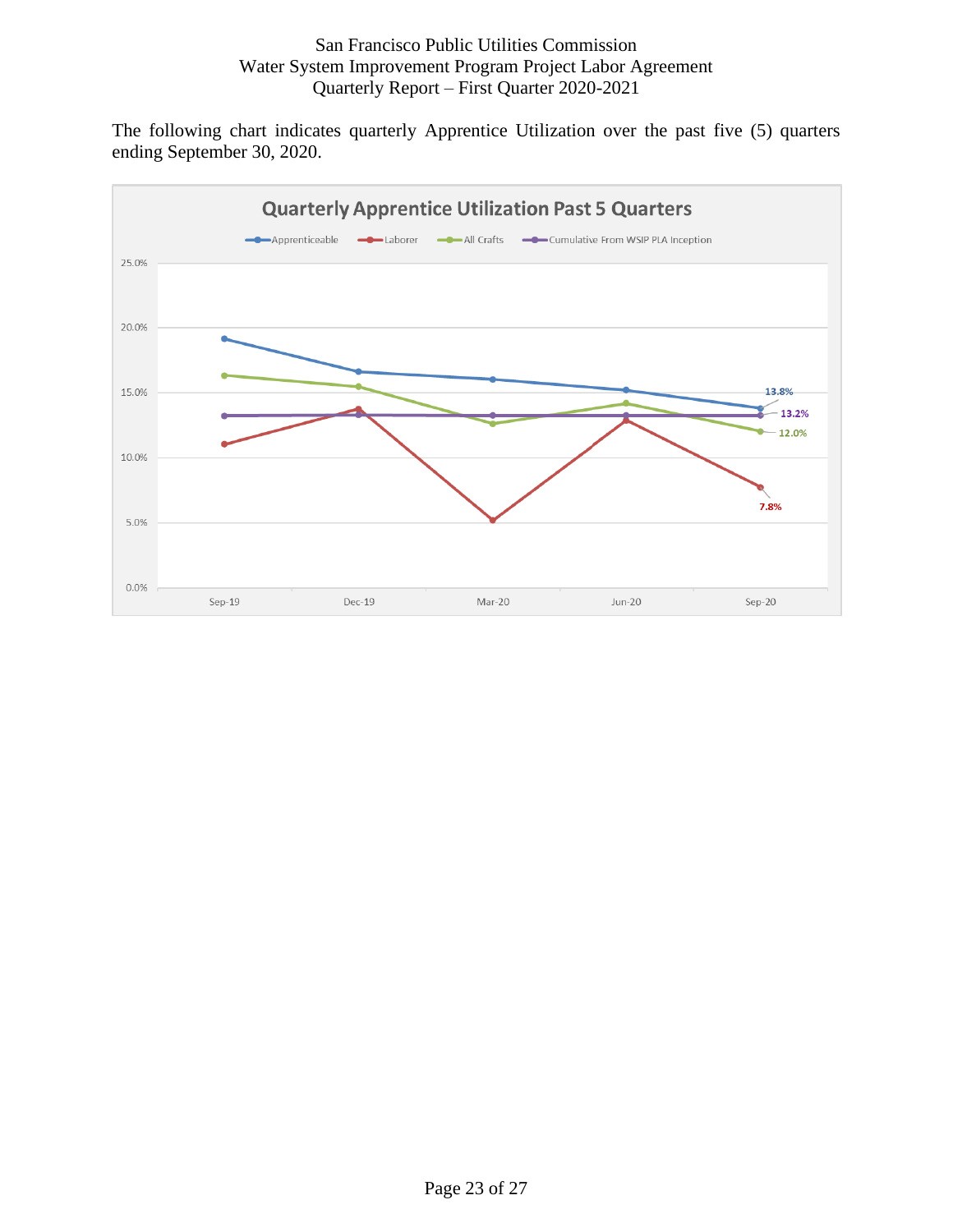The following chart indicates quarterly Apprentice Utilization over the past five (5) quarters ending September 30, 2020.

**Quarterly Apprentice Utilization Past 5 Quarters**

Legend: Apprenticeable, Laborer, All Crafts, Cumulative From WSIP PLA Inception

Y-axis: 0.0%, 5.0%, 10.0%, 15.0%, 20.0%, 25.0%

X-axis: Sep-19, Dec-19, Mar-20, Jun-20, Sep-20

Labeled values (Sep-20): Apprenticeable 13.8%, Cumulative From WSIP PLA Inception 13.2%, All Crafts 12.0%, Laborer 7.8%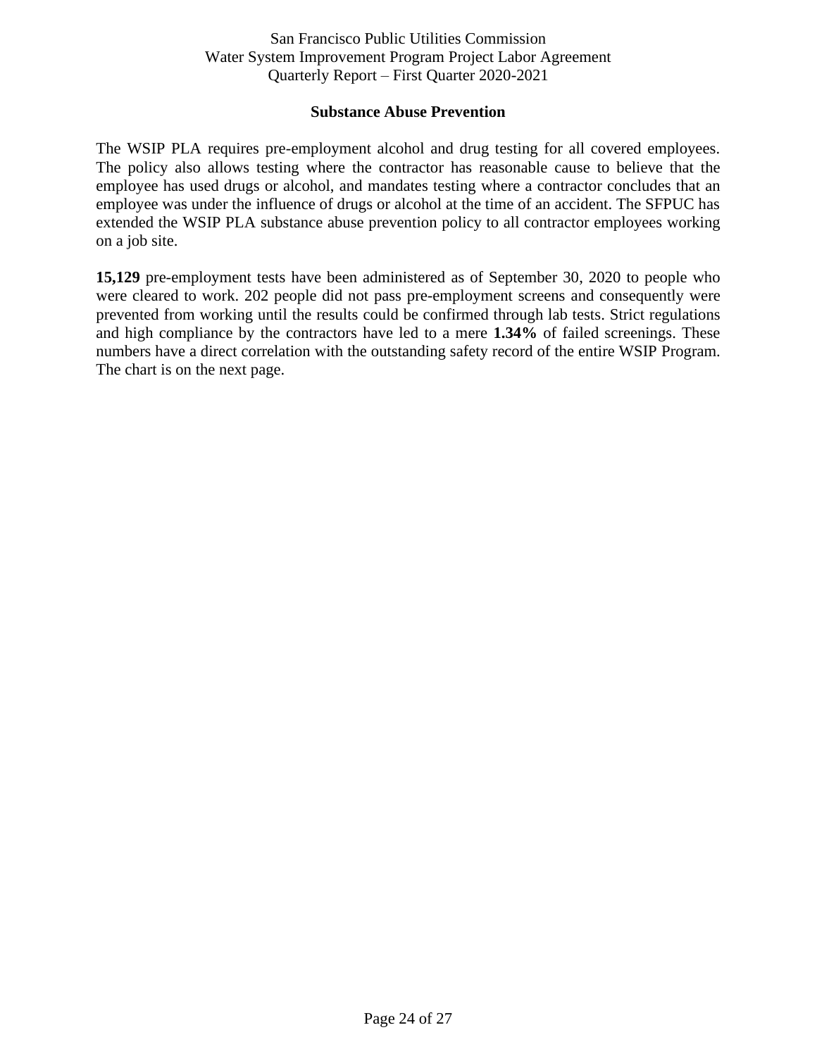## Substance Abuse Prevention

The WSIP PLA requires pre-employment alcohol and drug testing for all covered employees. The policy also allows testing where the contractor has reasonable cause to believe that the employee has used drugs or alcohol, and mandates testing where a contractor concludes that an employee was under the influence of drugs or alcohol at the time of an accident. The SFPUC has extended the WSIP PLA substance abuse prevention policy to all contractor employees working on a job site.

**15,129** pre-employment tests have been administered as of September 30, 2020 to people who were cleared to work. 202 people did not pass pre-employment screens and consequently were prevented from working until the results could be confirmed through lab tests. Strict regulations and high compliance by the contractors have led to a mere **1.34%** of failed screenings. These numbers have a direct correlation with the outstanding safety record of the entire WSIP Program. The chart is on the next page.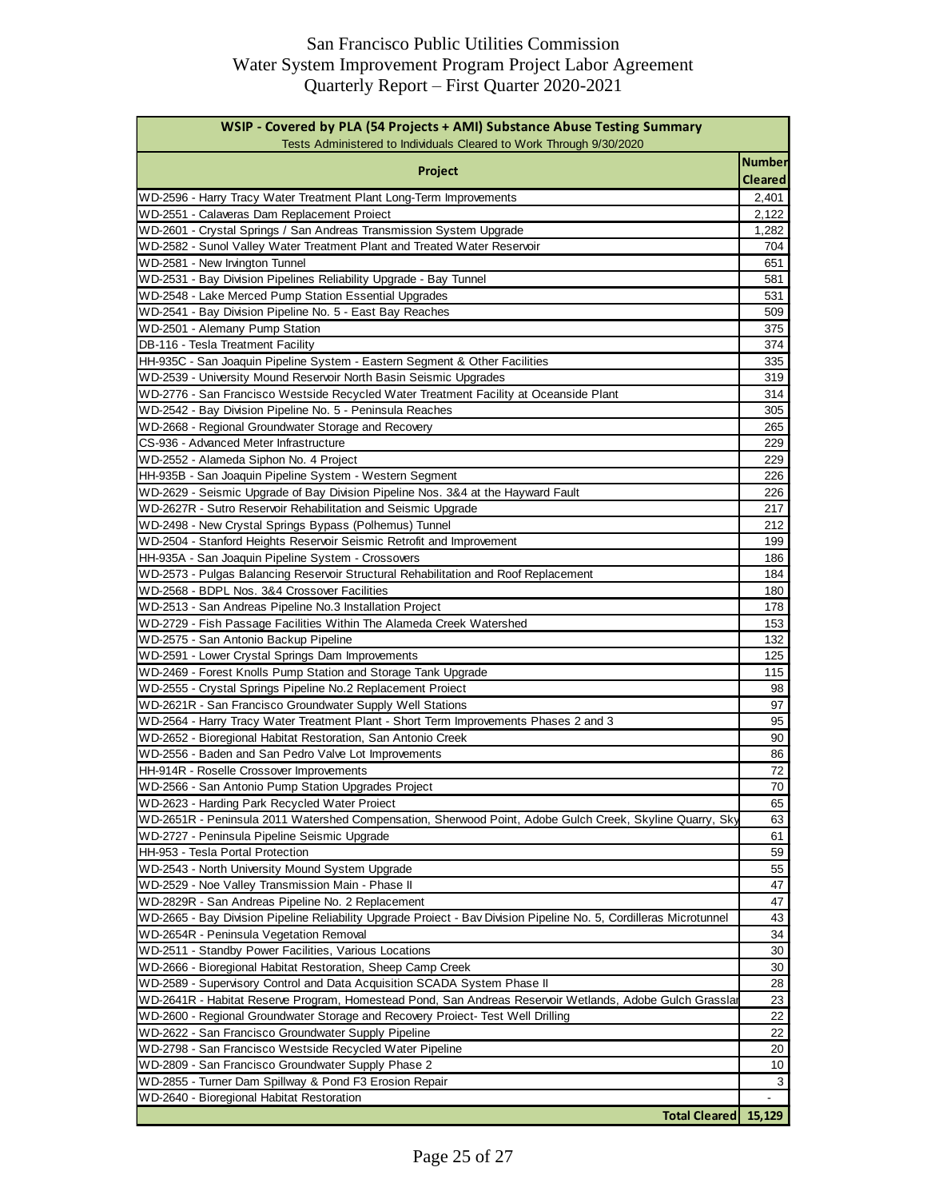San Francisco Public Utilities Commission
Water System Improvement Program Project Labor Agreement
Quarterly Report – First Quarter 2020-2021

| WSIP - Covered by PLA (54 Projects + AMI) Substance Abuse Testing Summary<br>Tests Administered to Individuals Cleared to Work Through 9/30/2020 | |
|---|---|
| **Project** | **Number Cleared** |
| WD-2596 - Harry Tracy Water Treatment Plant Long-Term Improvements | 2,401 |
| WD-2551 - Calaveras Dam Replacement Project | 2,122 |
| WD-2601 - Crystal Springs / San Andreas Transmission System Upgrade | 1,282 |
| WD-2582 - Sunol Valley Water Treatment Plant and Treated Water Reservoir | 704 |
| WD-2581 - New Irvington Tunnel | 651 |
| WD-2531 - Bay Division Pipelines Reliability Upgrade - Bay Tunnel | 581 |
| WD-2548 - Lake Merced Pump Station Essential Upgrades | 531 |
| WD-2541 - Bay Division Pipeline No. 5 - East Bay Reaches | 509 |
| WD-2501 - Alemany Pump Station | 375 |
| DB-116 - Tesla Treatment Facility | 374 |
| HH-935C - San Joaquin Pipeline System - Eastern Segment & Other Facilities | 335 |
| WD-2539 - University Mound Reservoir North Basin Seismic Upgrades | 319 |
| WD-2776 - San Francisco Westside Recycled Water Treatment Facility at Oceanside Plant | 314 |
| WD-2542 - Bay Division Pipeline No. 5 - Peninsula Reaches | 305 |
| WD-2668 - Regional Groundwater Storage and Recovery | 265 |
| CS-936 - Advanced Meter Infrastructure | 229 |
| WD-2552 - Alameda Siphon No. 4 Project | 229 |
| HH-935B - San Joaquin Pipeline System - Western Segment | 226 |
| WD-2629 - Seismic Upgrade of Bay Division Pipeline Nos. 3&4 at the Hayward Fault | 226 |
| WD-2627R - Sutro Reservoir Rehabilitation and Seismic Upgrade | 217 |
| WD-2498 - New Crystal Springs Bypass (Polhemus) Tunnel | 212 |
| WD-2504 - Stanford Heights Reservoir Seismic Retrofit and Improvement | 199 |
| HH-935A - San Joaquin Pipeline System - Crossovers | 186 |
| WD-2573 - Pulgas Balancing Reservoir Structural Rehabilitation and Roof Replacement | 184 |
| WD-2568 - BDPL Nos. 3&4 Crossover Facilities | 180 |
| WD-2513 - San Andreas Pipeline No.3 Installation Project | 178 |
| WD-2729 - Fish Passage Facilities Within The Alameda Creek Watershed | 153 |
| WD-2575 - San Antonio Backup Pipeline | 132 |
| WD-2591 - Lower Crystal Springs Dam Improvements | 125 |
| WD-2469 - Forest Knolls Pump Station and Storage Tank Upgrade | 115 |
| WD-2555 - Crystal Springs Pipeline No.2 Replacement Project | 98 |
| WD-2621R - San Francisco Groundwater Supply Well Stations | 97 |
| WD-2564 - Harry Tracy Water Treatment Plant - Short Term Improvements Phases 2 and 3 | 95 |
| WD-2652 - Bioregional Habitat Restoration, San Antonio Creek | 90 |
| WD-2556 - Baden and San Pedro Valve Lot Improvements | 86 |
| HH-914R - Roselle Crossover Improvements | 72 |
| WD-2566 - San Antonio Pump Station Upgrades Project | 70 |
| WD-2623 - Harding Park Recycled Water Project | 65 |
| WD-2651R - Peninsula 2011 Watershed Compensation, Sherwood Point, Adobe Gulch Creek, Skyline Quarry, Sky | 63 |
| WD-2727 - Peninsula Pipeline Seismic Upgrade | 61 |
| HH-953 - Tesla Portal Protection | 59 |
| WD-2543 - North University Mound System Upgrade | 55 |
| WD-2529 - Noe Valley Transmission Main - Phase II | 47 |
| WD-2829R - San Andreas Pipeline No. 2 Replacement | 47 |
| WD-2665 - Bay Division Pipeline Reliability Upgrade Project - Bay Division Pipeline No. 5, Cordilleras Microtunnel | 43 |
| WD-2654R - Peninsula Vegetation Removal | 34 |
| WD-2511 - Standby Power Facilities, Various Locations | 30 |
| WD-2666 - Bioregional Habitat Restoration, Sheep Camp Creek | 30 |
| WD-2589 - Supervisory Control and Data Acquisition SCADA System Phase II | 28 |
| WD-2641R - Habitat Reserve Program, Homestead Pond, San Andreas Reservoir Wetlands, Adobe Gulch Grasslar | 23 |
| WD-2600 - Regional Groundwater Storage and Recovery Project- Test Well Drilling | 22 |
| WD-2622 - San Francisco Groundwater Supply Pipeline | 22 |
| WD-2798 - San Francisco Westside Recycled Water Pipeline | 20 |
| WD-2809 - San Francisco Groundwater Supply Phase 2 | 10 |
| WD-2855 - Turner Dam Spillway & Pond F3 Erosion Repair | 3 |
| WD-2640 - Bioregional Habitat Restoration | - |
| **Total Cleared** | **15,129** |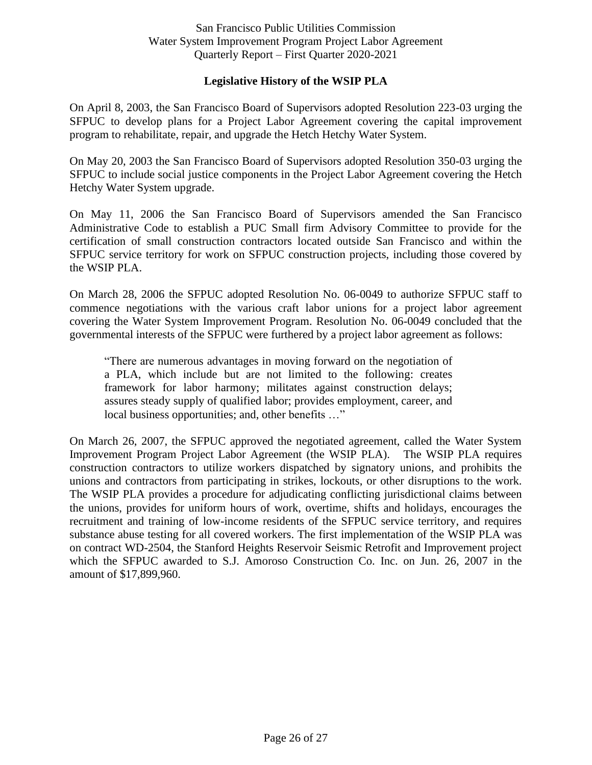## Legislative History of the WSIP PLA

On April 8, 2003, the San Francisco Board of Supervisors adopted Resolution 223-03 urging the SFPUC to develop plans for a Project Labor Agreement covering the capital improvement program to rehabilitate, repair, and upgrade the Hetch Hetchy Water System.

On May 20, 2003 the San Francisco Board of Supervisors adopted Resolution 350-03 urging the SFPUC to include social justice components in the Project Labor Agreement covering the Hetch Hetchy Water System upgrade.

On May 11, 2006 the San Francisco Board of Supervisors amended the San Francisco Administrative Code to establish a PUC Small firm Advisory Committee to provide for the certification of small construction contractors located outside San Francisco and within the SFPUC service territory for work on SFPUC construction projects, including those covered by the WSIP PLA.

On March 28, 2006 the SFPUC adopted Resolution No. 06-0049 to authorize SFPUC staff to commence negotiations with the various craft labor unions for a project labor agreement covering the Water System Improvement Program. Resolution No. 06-0049 concluded that the governmental interests of the SFPUC were furthered by a project labor agreement as follows:

> "There are numerous advantages in moving forward on the negotiation of a PLA, which include but are not limited to the following: creates framework for labor harmony; militates against construction delays; assures steady supply of qualified labor; provides employment, career, and local business opportunities; and, other benefits …"

On March 26, 2007, the SFPUC approved the negotiated agreement, called the Water System Improvement Program Project Labor Agreement (the WSIP PLA). The WSIP PLA requires construction contractors to utilize workers dispatched by signatory unions, and prohibits the unions and contractors from participating in strikes, lockouts, or other disruptions to the work. The WSIP PLA provides a procedure for adjudicating conflicting jurisdictional claims between the unions, provides for uniform hours of work, overtime, shifts and holidays, encourages the recruitment and training of low-income residents of the SFPUC service territory, and requires substance abuse testing for all covered workers. The first implementation of the WSIP PLA was on contract WD-2504, the Stanford Heights Reservoir Seismic Retrofit and Improvement project which the SFPUC awarded to S.J. Amoroso Construction Co. Inc. on Jun. 26, 2007 in the amount of $17,899,960.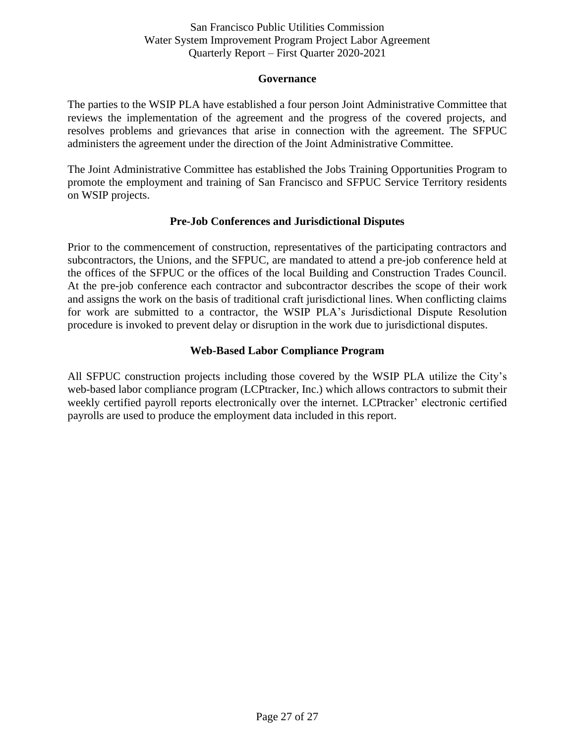## Governance

The parties to the WSIP PLA have established a four person Joint Administrative Committee that reviews the implementation of the agreement and the progress of the covered projects, and resolves problems and grievances that arise in connection with the agreement. The SFPUC administers the agreement under the direction of the Joint Administrative Committee.

The Joint Administrative Committee has established the Jobs Training Opportunities Program to promote the employment and training of San Francisco and SFPUC Service Territory residents on WSIP projects.

## Pre-Job Conferences and Jurisdictional Disputes

Prior to the commencement of construction, representatives of the participating contractors and subcontractors, the Unions, and the SFPUC, are mandated to attend a pre-job conference held at the offices of the SFPUC or the offices of the local Building and Construction Trades Council. At the pre-job conference each contractor and subcontractor describes the scope of their work and assigns the work on the basis of traditional craft jurisdictional lines. When conflicting claims for work are submitted to a contractor, the WSIP PLA's Jurisdictional Dispute Resolution procedure is invoked to prevent delay or disruption in the work due to jurisdictional disputes.

## Web-Based Labor Compliance Program

All SFPUC construction projects including those covered by the WSIP PLA utilize the City's web-based labor compliance program (LCPtracker, Inc.) which allows contractors to submit their weekly certified payroll reports electronically over the internet. LCPtracker' electronic certified payrolls are used to produce the employment data included in this report.